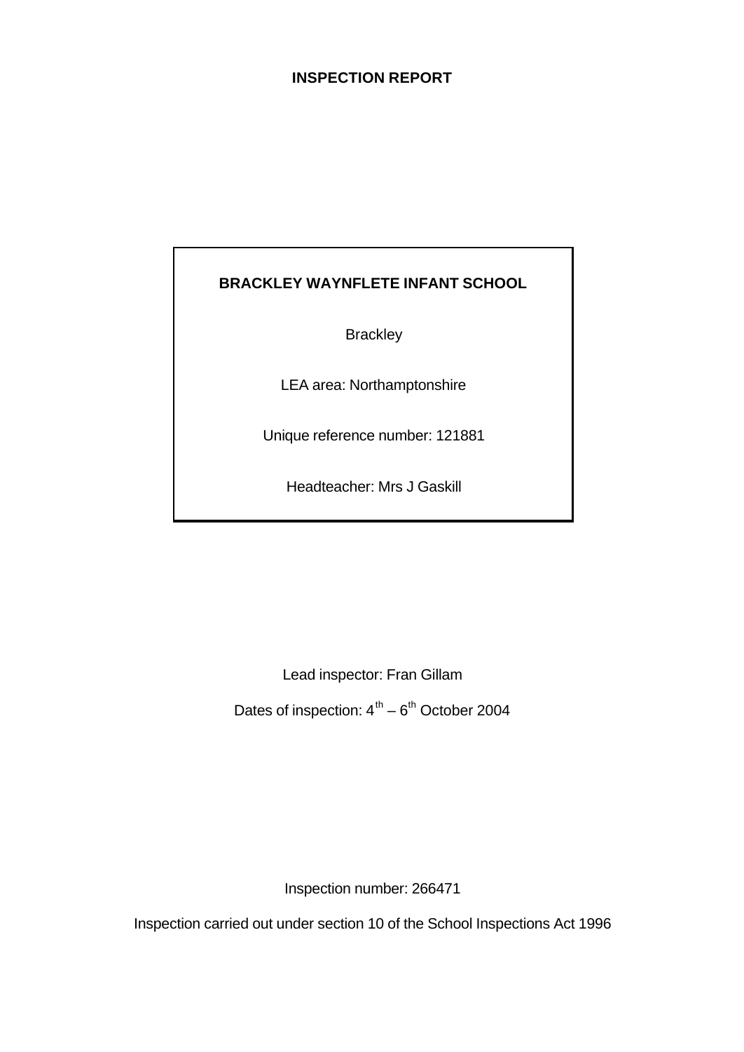# INSPECTION REPORT

**BRACKLEY WAYNFLETE INFANT SCHOOL**

Brackley

LEA area: Northamptonshire

Unique reference number: 121881

Headteacher: Mrs J Gaskill

Lead inspector: Fran Gillam

Dates of inspection: 4th – 6th October 2004

Inspection number: 266471

Inspection carried out under section 10 of the School Inspections Act 1996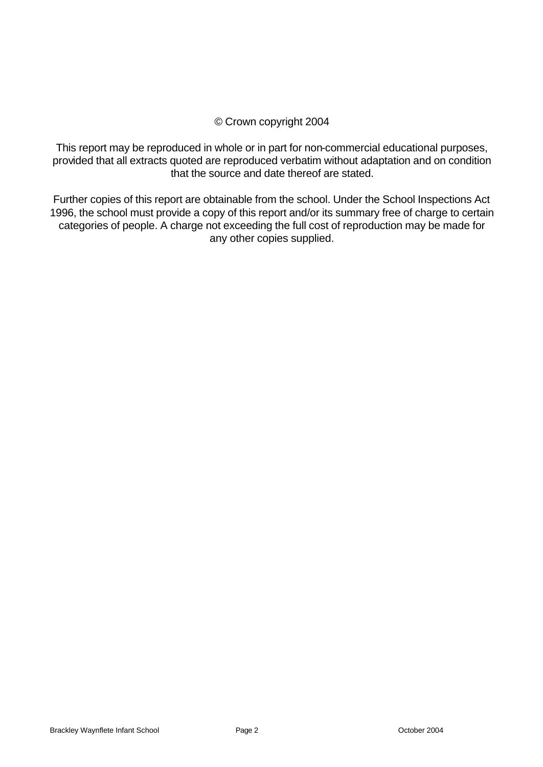© Crown copyright 2004

This report may be reproduced in whole or in part for non-commercial educational purposes, provided that all extracts quoted are reproduced verbatim without adaptation and on condition that the source and date thereof are stated.

Further copies of this report are obtainable from the school. Under the School Inspections Act 1996, the school must provide a copy of this report and/or its summary free of charge to certain categories of people. A charge not exceeding the full cost of reproduction may be made for any other copies supplied.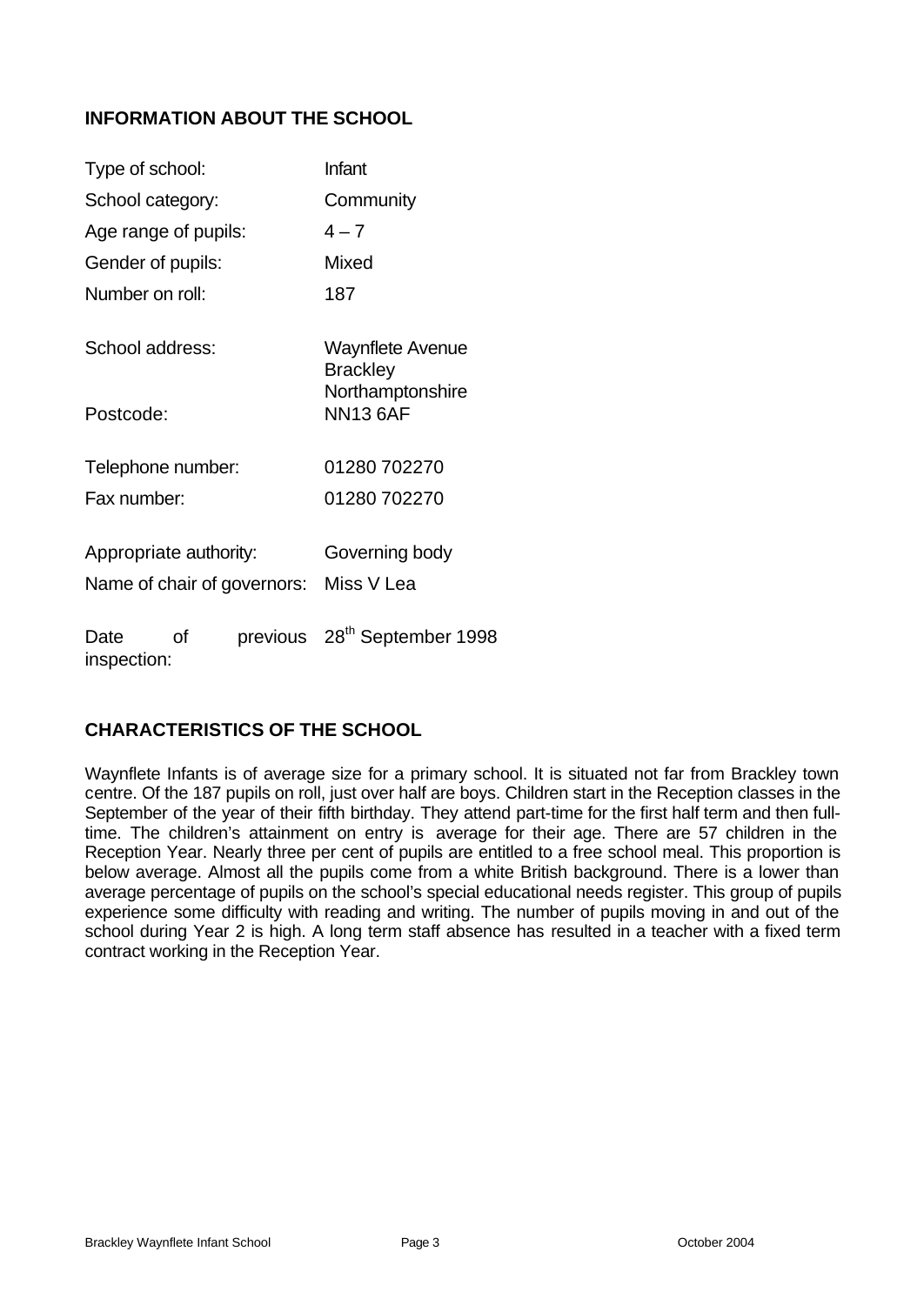## INFORMATION ABOUT THE SCHOOL

| | |
|---|---|
| Type of school: | Infant |
| School category: | Community |
| Age range of pupils: | 4 – 7 |
| Gender of pupils: | Mixed |
| Number on roll: | 187 |
| School address: | Waynflete Avenue<br>Brackley<br>Northamptonshire |
| Postcode: | NN13 6AF |
| Telephone number: | 01280 702270 |
| Fax number: | 01280 702270 |
| Appropriate authority: | Governing body |
| Name of chair of governors: | Miss V Lea |
| Date of previous inspection: | 28th September 1998 |

## CHARACTERISTICS OF THE SCHOOL

Waynflete Infants is of average size for a primary school. It is situated not far from Brackley town centre. Of the 187 pupils on roll, just over half are boys. Children start in the Reception classes in the September of the year of their fifth birthday. They attend part-time for the first half term and then full-time. The children's attainment on entry is average for their age. There are 57 children in the Reception Year. Nearly three per cent of pupils are entitled to a free school meal. This proportion is below average. Almost all the pupils come from a white British background. There is a lower than average percentage of pupils on the school's special educational needs register. This group of pupils experience some difficulty with reading and writing. The number of pupils moving in and out of the school during Year 2 is high. A long term staff absence has resulted in a teacher with a fixed term contract working in the Reception Year.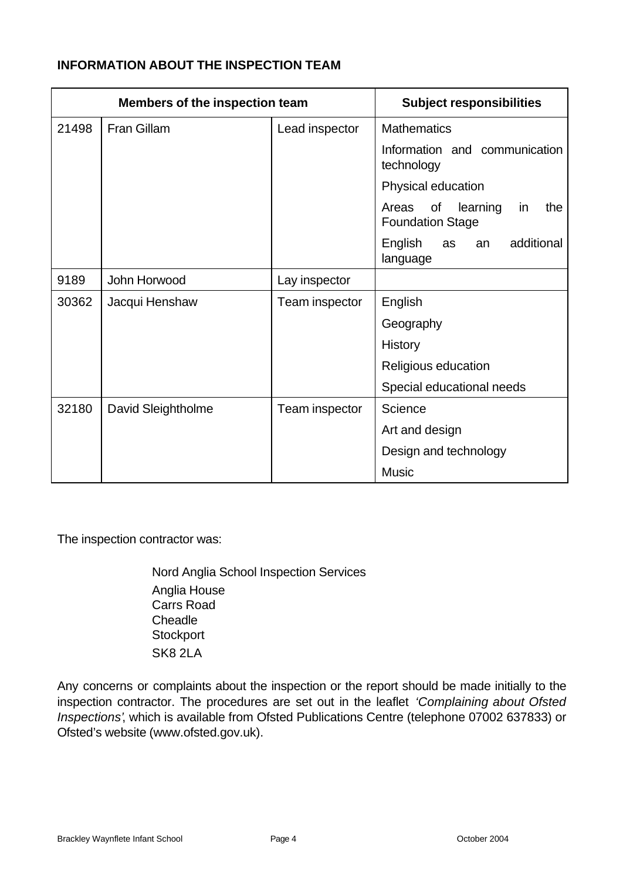## INFORMATION ABOUT THE INSPECTION TEAM

| Members of the inspection team | | | Subject responsibilities |
|---|---|---|---|
| 21498 | Fran Gillam | Lead inspector | Mathematics |
| | | | Information and communication technology |
| | | | Physical education |
| | | | Areas of learning in the Foundation Stage |
| | | | English as an additional language |
| 9189 | John Horwood | Lay inspector | |
| 30362 | Jacqui Henshaw | Team inspector | English |
| | | | Geography |
| | | | History |
| | | | Religious education |
| | | | Special educational needs |
| 32180 | David Sleightholme | Team inspector | Science |
| | | | Art and design |
| | | | Design and technology |
| | | | Music |

The inspection contractor was:

Nord Anglia School Inspection Services
Anglia House
Carrs Road
Cheadle
Stockport
SK8 2LA

Any concerns or complaints about the inspection or the report should be made initially to the inspection contractor. The procedures are set out in the leaflet *'Complaining about Ofsted Inspections'*, which is available from Ofsted Publications Centre (telephone 07002 637833) or Ofsted's website (www.ofsted.gov.uk).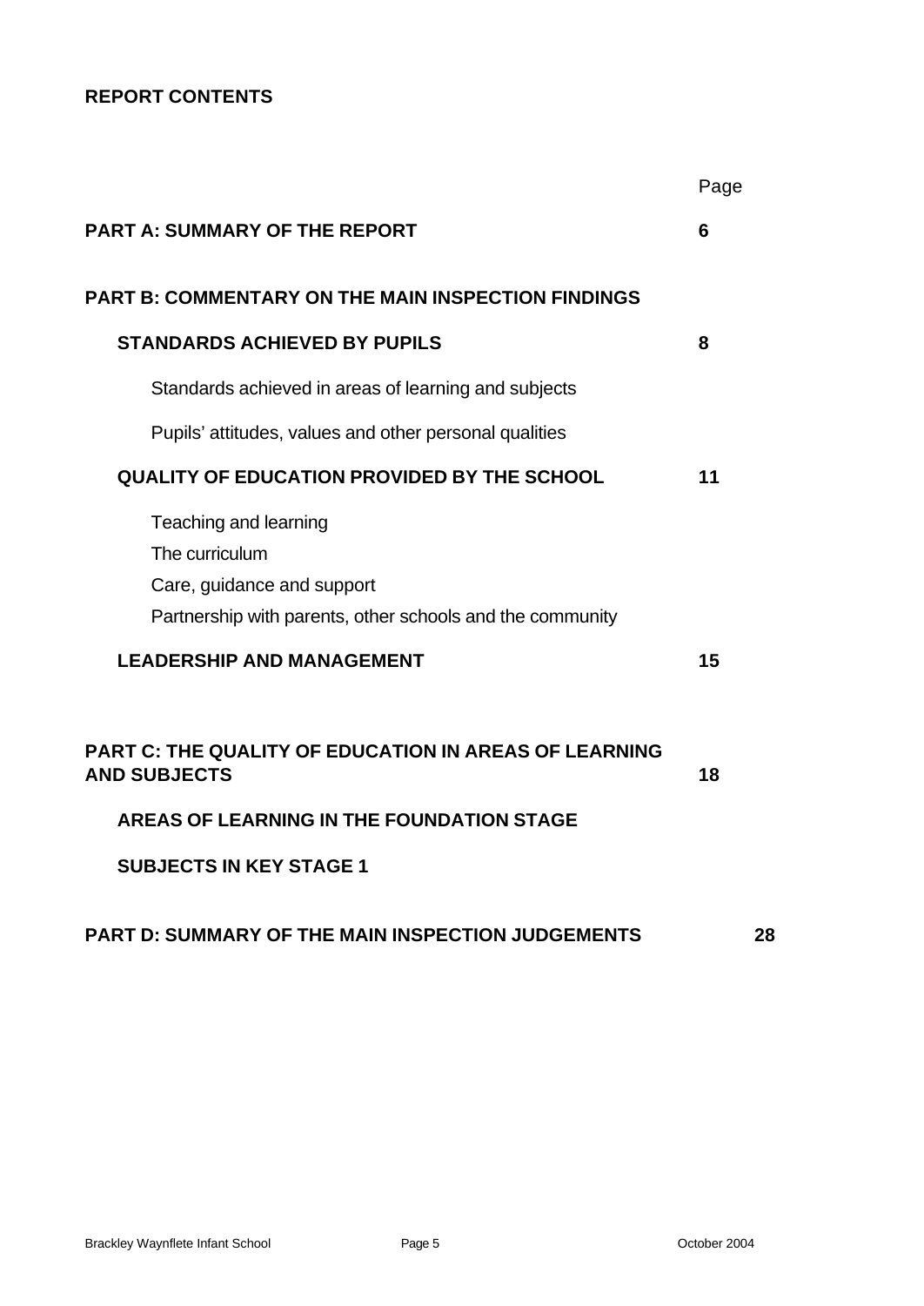**REPORT CONTENTS**

| | Page |
|---|---|
| **PART A: SUMMARY OF THE REPORT** | **6** |
| **PART B: COMMENTARY ON THE MAIN INSPECTION FINDINGS** | |
| **STANDARDS ACHIEVED BY PUPILS** | **8** |
| Standards achieved in areas of learning and subjects | |
| Pupils' attitudes, values and other personal qualities | |
| **QUALITY OF EDUCATION PROVIDED BY THE SCHOOL** | **11** |
| Teaching and learning | |
| The curriculum | |
| Care, guidance and support | |
| Partnership with parents, other schools and the community | |
| **LEADERSHIP AND MANAGEMENT** | **15** |
| **PART C: THE QUALITY OF EDUCATION IN AREAS OF LEARNING AND SUBJECTS** | **18** |
| **AREAS OF LEARNING IN THE FOUNDATION STAGE** | |
| **SUBJECTS IN KEY STAGE 1** | |
| **PART D: SUMMARY OF THE MAIN INSPECTION JUDGEMENTS** | **28** |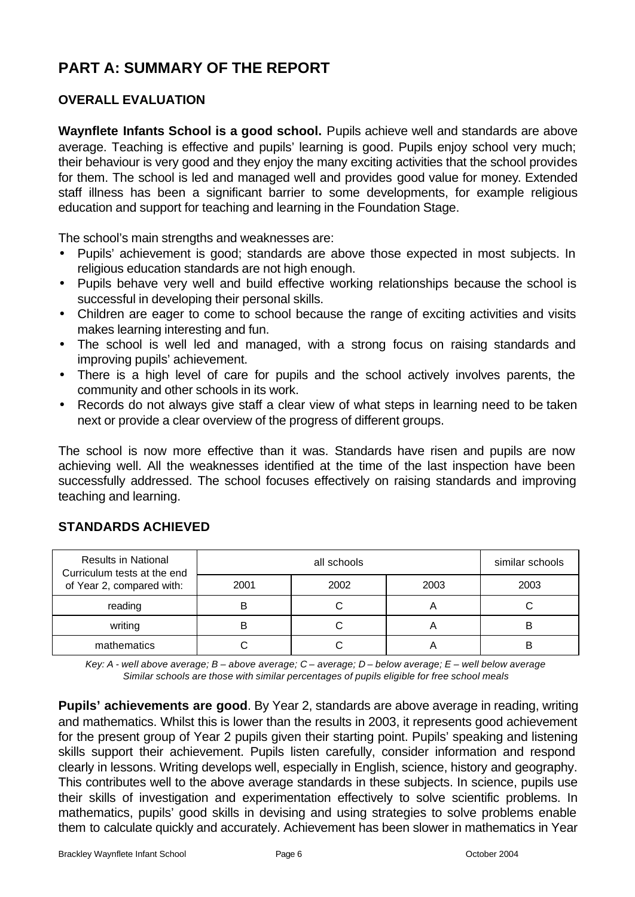# PART A: SUMMARY OF THE REPORT

## OVERALL EVALUATION

**Waynflete Infants School is a good school.** Pupils achieve well and standards are above average. Teaching is effective and pupils' learning is good. Pupils enjoy school very much; their behaviour is very good and they enjoy the many exciting activities that the school provides for them. The school is led and managed well and provides good value for money. Extended staff illness has been a significant barrier to some developments, for example religious education and support for teaching and learning in the Foundation Stage.

The school's main strengths and weaknesses are:

- Pupils' achievement is good; standards are above those expected in most subjects. In religious education standards are not high enough.
- Pupils behave very well and build effective working relationships because the school is successful in developing their personal skills.
- Children are eager to come to school because the range of exciting activities and visits makes learning interesting and fun.
- The school is well led and managed, with a strong focus on raising standards and improving pupils' achievement.
- There is a high level of care for pupils and the school actively involves parents, the community and other schools in its work.
- Records do not always give staff a clear view of what steps in learning need to be taken next or provide a clear overview of the progress of different groups.

The school is now more effective than it was. Standards have risen and pupils are now achieving well. All the weaknesses identified at the time of the last inspection have been successfully addressed. The school focuses effectively on raising standards and improving teaching and learning.

## STANDARDS ACHIEVED

| Results in National Curriculum tests at the end of Year 2, compared with: | all schools | | | similar schools |
|---|---|---|---|---|
| | 2001 | 2002 | 2003 | 2003 |
| reading | B | C | A | C |
| writing | B | C | A | B |
| mathematics | C | C | A | B |

*Key: A - well above average; B – above average; C – average; D – below average; E – well below average*
*Similar schools are those with similar percentages of pupils eligible for free school meals*

**Pupils' achievements are good**. By Year 2, standards are above average in reading, writing and mathematics. Whilst this is lower than the results in 2003, it represents good achievement for the present group of Year 2 pupils given their starting point. Pupils' speaking and listening skills support their achievement. Pupils listen carefully, consider information and respond clearly in lessons. Writing develops well, especially in English, science, history and geography. This contributes well to the above average standards in these subjects. In science, pupils use their skills of investigation and experimentation effectively to solve scientific problems. In mathematics, pupils' good skills in devising and using strategies to solve problems enable them to calculate quickly and accurately. Achievement has been slower in mathematics in Year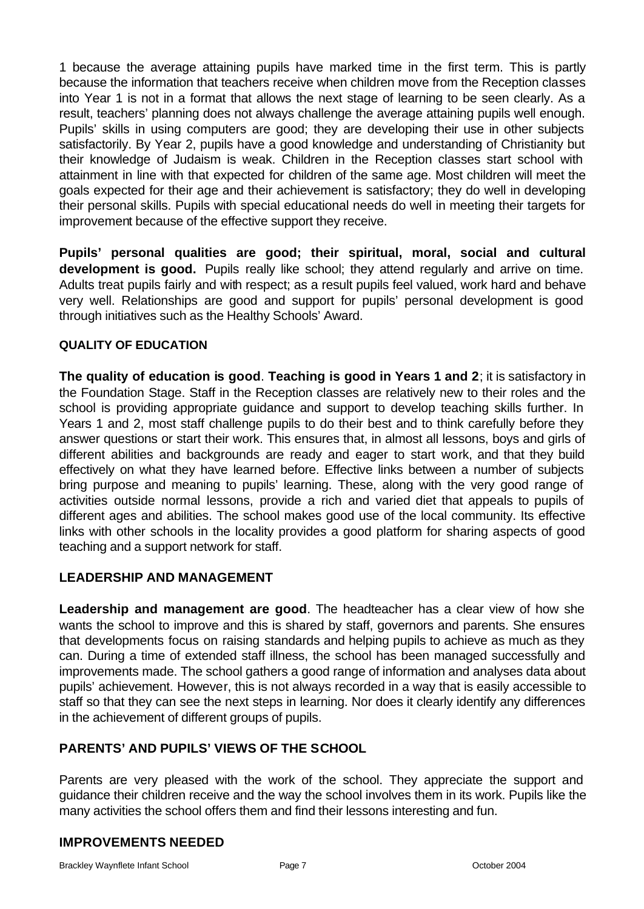1 because the average attaining pupils have marked time in the first term. This is partly because the information that teachers receive when children move from the Reception classes into Year 1 is not in a format that allows the next stage of learning to be seen clearly. As a result, teachers' planning does not always challenge the average attaining pupils well enough. Pupils' skills in using computers are good; they are developing their use in other subjects satisfactorily. By Year 2, pupils have a good knowledge and understanding of Christianity but their knowledge of Judaism is weak. Children in the Reception classes start school with attainment in line with that expected for children of the same age. Most children will meet the goals expected for their age and their achievement is satisfactory; they do well in developing their personal skills. Pupils with special educational needs do well in meeting their targets for improvement because of the effective support they receive.

**Pupils' personal qualities are good; their spiritual, moral, social and cultural development is good.** Pupils really like school; they attend regularly and arrive on time. Adults treat pupils fairly and with respect; as a result pupils feel valued, work hard and behave very well. Relationships are good and support for pupils' personal development is good through initiatives such as the Healthy Schools' Award.

#### QUALITY OF EDUCATION

**The quality of education is good**. **Teaching is good in Years 1 and 2**; it is satisfactory in the Foundation Stage. Staff in the Reception classes are relatively new to their roles and the school is providing appropriate guidance and support to develop teaching skills further. In Years 1 and 2, most staff challenge pupils to do their best and to think carefully before they answer questions or start their work. This ensures that, in almost all lessons, boys and girls of different abilities and backgrounds are ready and eager to start work, and that they build effectively on what they have learned before. Effective links between a number of subjects bring purpose and meaning to pupils' learning. These, along with the very good range of activities outside normal lessons, provide a rich and varied diet that appeals to pupils of different ages and abilities. The school makes good use of the local community. Its effective links with other schools in the locality provides a good platform for sharing aspects of good teaching and a support network for staff.

### LEADERSHIP AND MANAGEMENT

**Leadership and management are good**. The headteacher has a clear view of how she wants the school to improve and this is shared by staff, governors and parents. She ensures that developments focus on raising standards and helping pupils to achieve as much as they can. During a time of extended staff illness, the school has been managed successfully and improvements made. The school gathers a good range of information and analyses data about pupils' achievement. However, this is not always recorded in a way that is easily accessible to staff so that they can see the next steps in learning. Nor does it clearly identify any differences in the achievement of different groups of pupils.

### PARENTS' AND PUPILS' VIEWS OF THE SCHOOL

Parents are very pleased with the work of the school. They appreciate the support and guidance their children receive and the way the school involves them in its work. Pupils like the many activities the school offers them and find their lessons interesting and fun.

### IMPROVEMENTS NEEDED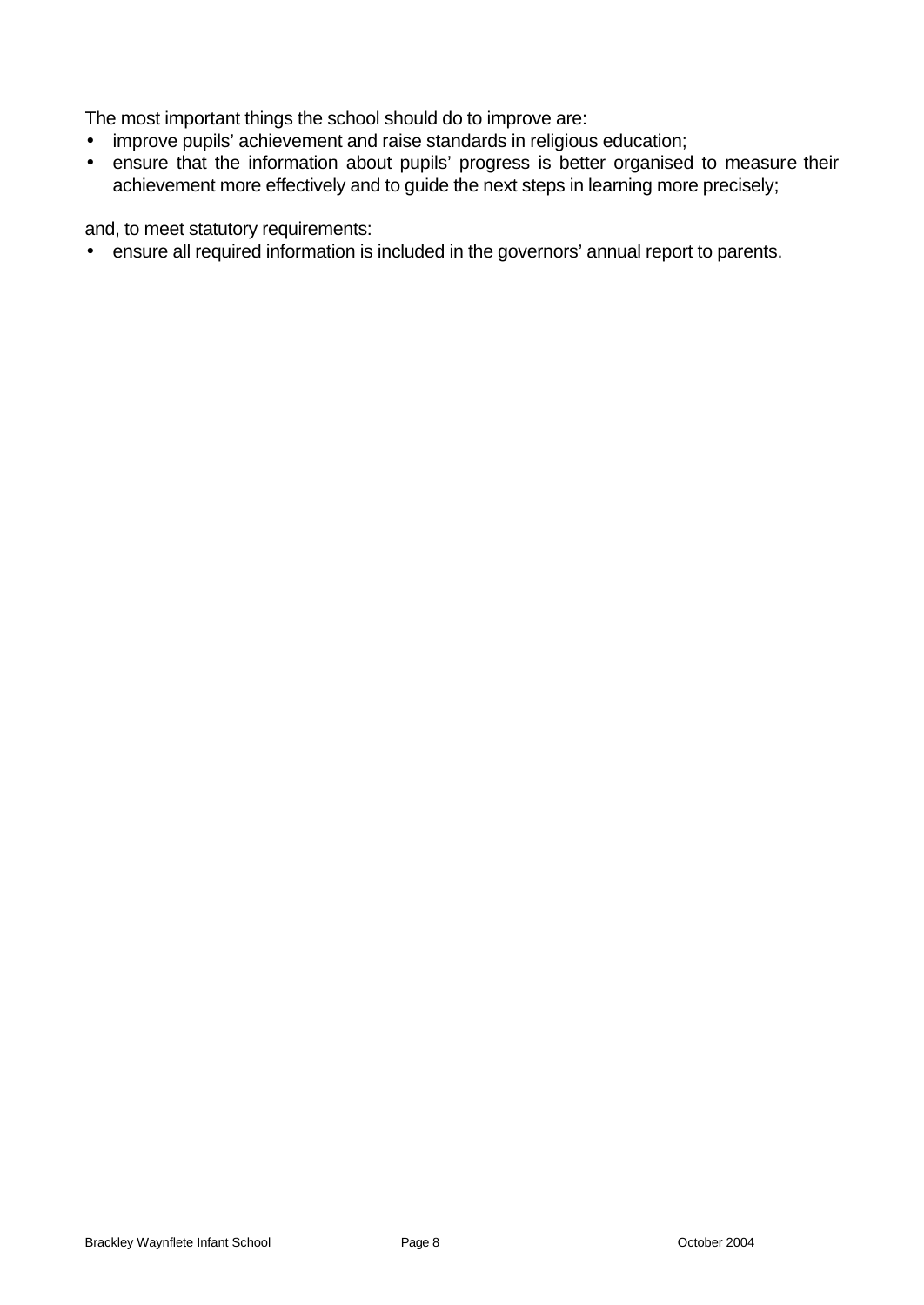The most important things the school should do to improve are:

- improve pupils' achievement and raise standards in religious education;
- ensure that the information about pupils' progress is better organised to measure their achievement more effectively and to guide the next steps in learning more precisely;

and, to meet statutory requirements:

- ensure all required information is included in the governors' annual report to parents.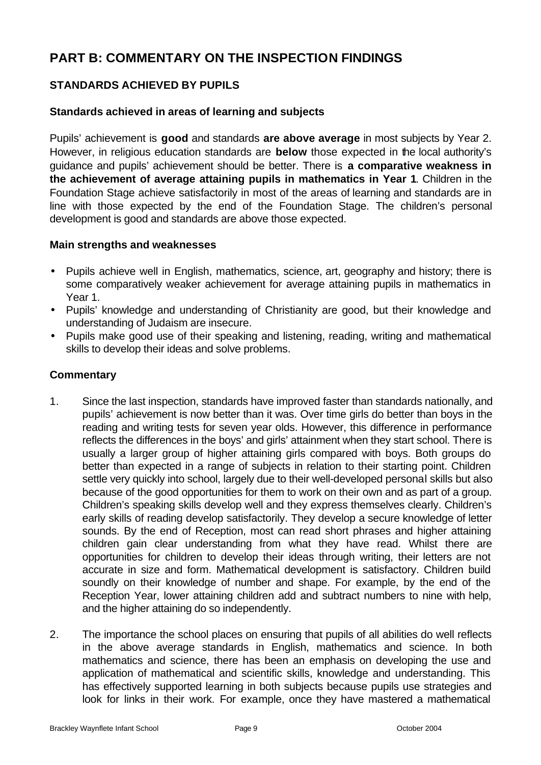# PART B: COMMENTARY ON THE INSPECTION FINDINGS

## STANDARDS ACHIEVED BY PUPILS

### Standards achieved in areas of learning and subjects

Pupils' achievement is **good** and standards **are above average** in most subjects by Year 2. However, in religious education standards are **below** those expected in the local authority's guidance and pupils' achievement should be better. There is **a comparative weakness in the achievement of average attaining pupils in mathematics in Year 1**. Children in the Foundation Stage achieve satisfactorily in most of the areas of learning and standards are in line with those expected by the end of the Foundation Stage. The children's personal development is good and standards are above those expected.

### Main strengths and weaknesses

- Pupils achieve well in English, mathematics, science, art, geography and history; there is some comparatively weaker achievement for average attaining pupils in mathematics in Year 1.
- Pupils' knowledge and understanding of Christianity are good, but their knowledge and understanding of Judaism are insecure.
- Pupils make good use of their speaking and listening, reading, writing and mathematical skills to develop their ideas and solve problems.

### Commentary

1. Since the last inspection, standards have improved faster than standards nationally, and pupils' achievement is now better than it was. Over time girls do better than boys in the reading and writing tests for seven year olds. However, this difference in performance reflects the differences in the boys' and girls' attainment when they start school. There is usually a larger group of higher attaining girls compared with boys. Both groups do better than expected in a range of subjects in relation to their starting point. Children settle very quickly into school, largely due to their well-developed personal skills but also because of the good opportunities for them to work on their own and as part of a group. Children's speaking skills develop well and they express themselves clearly. Children's early skills of reading develop satisfactorily. They develop a secure knowledge of letter sounds. By the end of Reception, most can read short phrases and higher attaining children gain clear understanding from what they have read. Whilst there are opportunities for children to develop their ideas through writing, their letters are not accurate in size and form. Mathematical development is satisfactory. Children build soundly on their knowledge of number and shape. For example, by the end of the Reception Year, lower attaining children add and subtract numbers to nine with help, and the higher attaining do so independently.

2. The importance the school places on ensuring that pupils of all abilities do well reflects in the above average standards in English, mathematics and science. In both mathematics and science, there has been an emphasis on developing the use and application of mathematical and scientific skills, knowledge and understanding. This has effectively supported learning in both subjects because pupils use strategies and look for links in their work. For example, once they have mastered a mathematical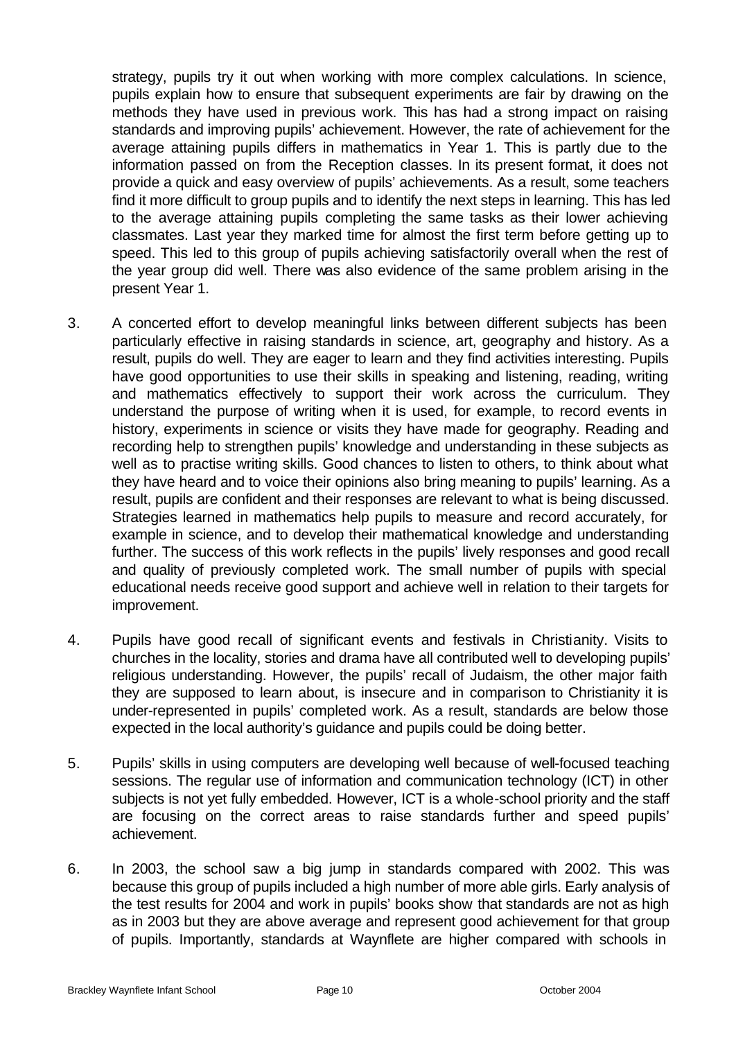strategy, pupils try it out when working with more complex calculations. In science, pupils explain how to ensure that subsequent experiments are fair by drawing on the methods they have used in previous work. This has had a strong impact on raising standards and improving pupils' achievement. However, the rate of achievement for the average attaining pupils differs in mathematics in Year 1. This is partly due to the information passed on from the Reception classes. In its present format, it does not provide a quick and easy overview of pupils' achievements. As a result, some teachers find it more difficult to group pupils and to identify the next steps in learning. This has led to the average attaining pupils completing the same tasks as their lower achieving classmates. Last year they marked time for almost the first term before getting up to speed. This led to this group of pupils achieving satisfactorily overall when the rest of the year group did well. There was also evidence of the same problem arising in the present Year 1.

3. A concerted effort to develop meaningful links between different subjects has been particularly effective in raising standards in science, art, geography and history. As a result, pupils do well. They are eager to learn and they find activities interesting. Pupils have good opportunities to use their skills in speaking and listening, reading, writing and mathematics effectively to support their work across the curriculum. They understand the purpose of writing when it is used, for example, to record events in history, experiments in science or visits they have made for geography. Reading and recording help to strengthen pupils' knowledge and understanding in these subjects as well as to practise writing skills. Good chances to listen to others, to think about what they have heard and to voice their opinions also bring meaning to pupils' learning. As a result, pupils are confident and their responses are relevant to what is being discussed. Strategies learned in mathematics help pupils to measure and record accurately, for example in science, and to develop their mathematical knowledge and understanding further. The success of this work reflects in the pupils' lively responses and good recall and quality of previously completed work. The small number of pupils with special educational needs receive good support and achieve well in relation to their targets for improvement.

4. Pupils have good recall of significant events and festivals in Christianity. Visits to churches in the locality, stories and drama have all contributed well to developing pupils' religious understanding. However, the pupils' recall of Judaism, the other major faith they are supposed to learn about, is insecure and in comparison to Christianity it is under-represented in pupils' completed work. As a result, standards are below those expected in the local authority's guidance and pupils could be doing better.

5. Pupils' skills in using computers are developing well because of well-focused teaching sessions. The regular use of information and communication technology (ICT) in other subjects is not yet fully embedded. However, ICT is a whole-school priority and the staff are focusing on the correct areas to raise standards further and speed pupils' achievement.

6. In 2003, the school saw a big jump in standards compared with 2002. This was because this group of pupils included a high number of more able girls. Early analysis of the test results for 2004 and work in pupils' books show that standards are not as high as in 2003 but they are above average and represent good achievement for that group of pupils. Importantly, standards at Waynflete are higher compared with schools in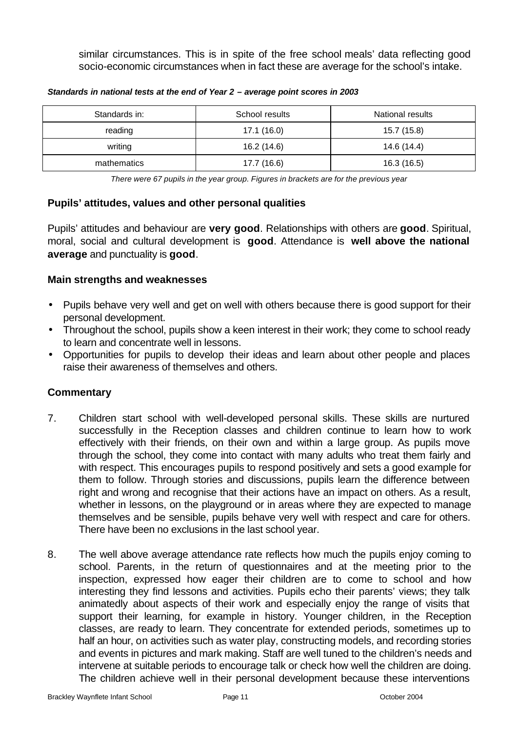similar circumstances. This is in spite of the free school meals' data reflecting good socio-economic circumstances when in fact these are average for the school's intake.

***Standards in national tests at the end of Year 2 – average point scores in 2003***

| Standards in: | School results | National results |
|---|---|---|
| reading | 17.1 (16.0) | 15.7 (15.8) |
| writing | 16.2 (14.6) | 14.6 (14.4) |
| mathematics | 17.7 (16.6) | 16.3 (16.5) |

*There were 67 pupils in the year group. Figures in brackets are for the previous year*

### Pupils' attitudes, values and other personal qualities

Pupils' attitudes and behaviour are **very good**. Relationships with others are **good**. Spiritual, moral, social and cultural development is **good**. Attendance is **well above the national average** and punctuality is **good**.

### Main strengths and weaknesses

- Pupils behave very well and get on well with others because there is good support for their personal development.
- Throughout the school, pupils show a keen interest in their work; they come to school ready to learn and concentrate well in lessons.
- Opportunities for pupils to develop their ideas and learn about other people and places raise their awareness of themselves and others.

### Commentary

7. Children start school with well-developed personal skills. These skills are nurtured successfully in the Reception classes and children continue to learn how to work effectively with their friends, on their own and within a large group. As pupils move through the school, they come into contact with many adults who treat them fairly and with respect. This encourages pupils to respond positively and sets a good example for them to follow. Through stories and discussions, pupils learn the difference between right and wrong and recognise that their actions have an impact on others. As a result, whether in lessons, on the playground or in areas where they are expected to manage themselves and be sensible, pupils behave very well with respect and care for others. There have been no exclusions in the last school year.

8. The well above average attendance rate reflects how much the pupils enjoy coming to school. Parents, in the return of questionnaires and at the meeting prior to the inspection, expressed how eager their children are to come to school and how interesting they find lessons and activities. Pupils echo their parents' views; they talk animatedly about aspects of their work and especially enjoy the range of visits that support their learning, for example in history. Younger children, in the Reception classes, are ready to learn. They concentrate for extended periods, sometimes up to half an hour, on activities such as water play, constructing models, and recording stories and events in pictures and mark making. Staff are well tuned to the children's needs and intervene at suitable periods to encourage talk or check how well the children are doing. The children achieve well in their personal development because these interventions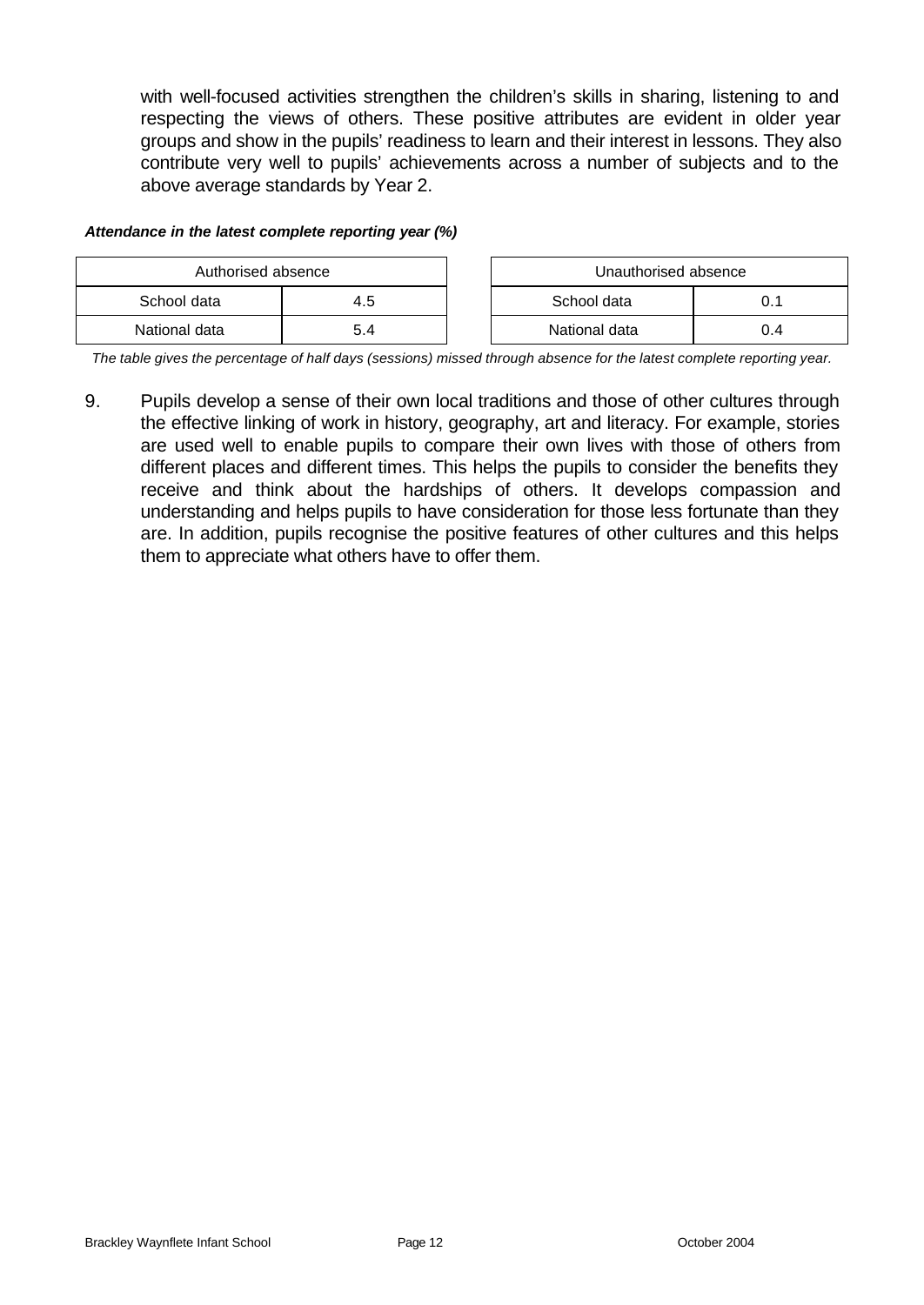with well-focused activities strengthen the children's skills in sharing, listening to and respecting the views of others. These positive attributes are evident in older year groups and show in the pupils' readiness to learn and their interest in lessons. They also contribute very well to pupils' achievements across a number of subjects and to the above average standards by Year 2.

***Attendance in the latest complete reporting year (%)***

| Authorised absence | |
|---|---|
| School data | 4.5 |
| National data | 5.4 |

| Unauthorised absence | |
|---|---|
| School data | 0.1 |
| National data | 0.4 |

*The table gives the percentage of half days (sessions) missed through absence for the latest complete reporting year.*

9. Pupils develop a sense of their own local traditions and those of other cultures through the effective linking of work in history, geography, art and literacy. For example, stories are used well to enable pupils to compare their own lives with those of others from different places and different times. This helps the pupils to consider the benefits they receive and think about the hardships of others. It develops compassion and understanding and helps pupils to have consideration for those less fortunate than they are. In addition, pupils recognise the positive features of other cultures and this helps them to appreciate what others have to offer them.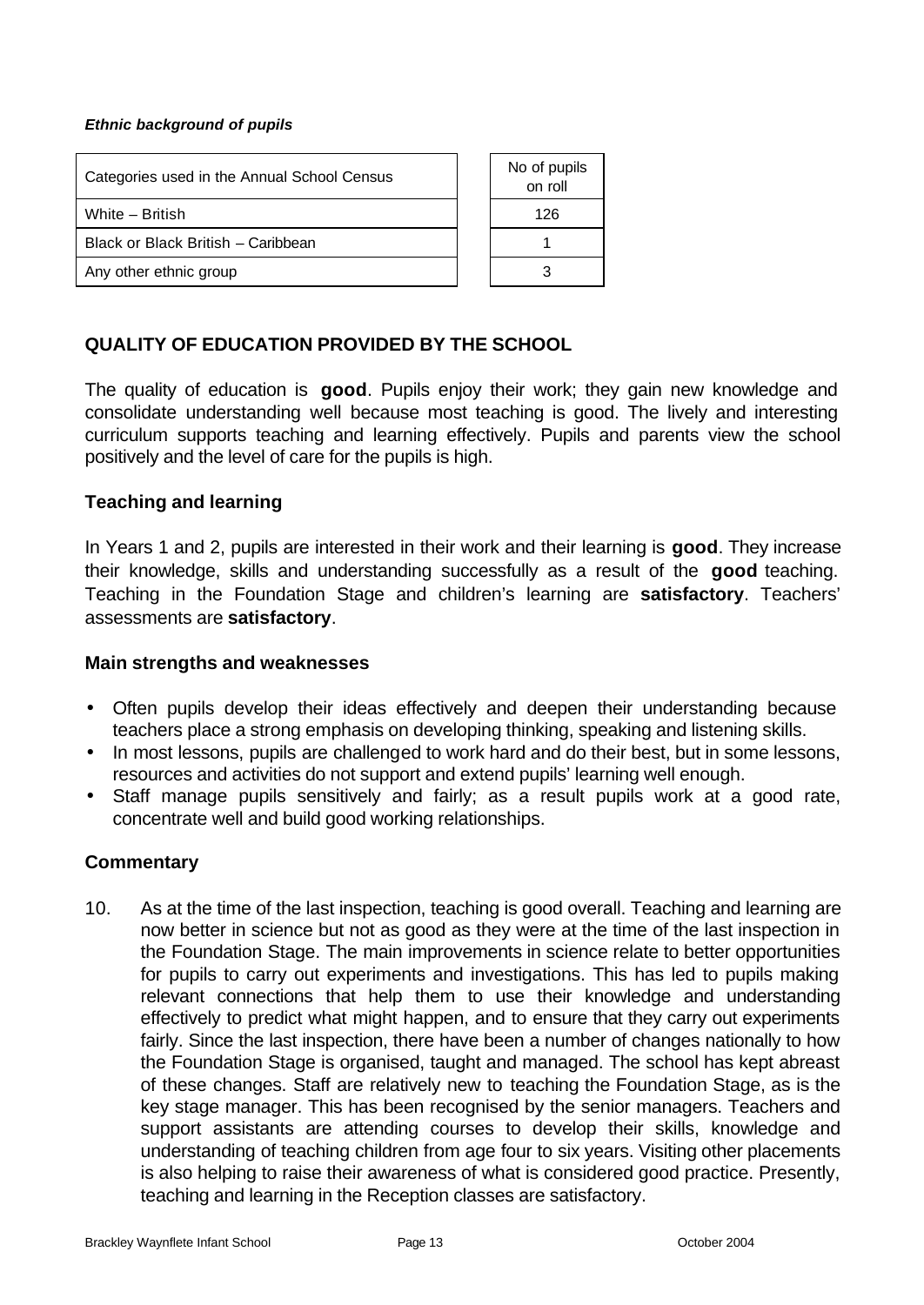***Ethnic background of pupils***

| Categories used in the Annual School Census | No of pupils on roll |
|---|---|
| White – British | 126 |
| Black or Black British – Caribbean | 1 |
| Any other ethnic group | 3 |

## QUALITY OF EDUCATION PROVIDED BY THE SCHOOL

The quality of education is **good**. Pupils enjoy their work; they gain new knowledge and consolidate understanding well because most teaching is good. The lively and interesting curriculum supports teaching and learning effectively. Pupils and parents view the school positively and the level of care for the pupils is high.

### Teaching and learning

In Years 1 and 2, pupils are interested in their work and their learning is **good**. They increase their knowledge, skills and understanding successfully as a result of the **good** teaching. Teaching in the Foundation Stage and children's learning are **satisfactory**. Teachers' assessments are **satisfactory**.

#### Main strengths and weaknesses

- Often pupils develop their ideas effectively and deepen their understanding because teachers place a strong emphasis on developing thinking, speaking and listening skills.
- In most lessons, pupils are challenged to work hard and do their best, but in some lessons, resources and activities do not support and extend pupils' learning well enough.
- Staff manage pupils sensitively and fairly; as a result pupils work at a good rate, concentrate well and build good working relationships.

#### Commentary

10. As at the time of the last inspection, teaching is good overall. Teaching and learning are now better in science but not as good as they were at the time of the last inspection in the Foundation Stage. The main improvements in science relate to better opportunities for pupils to carry out experiments and investigations. This has led to pupils making relevant connections that help them to use their knowledge and understanding effectively to predict what might happen, and to ensure that they carry out experiments fairly. Since the last inspection, there have been a number of changes nationally to how the Foundation Stage is organised, taught and managed. The school has kept abreast of these changes. Staff are relatively new to teaching the Foundation Stage, as is the key stage manager. This has been recognised by the senior managers. Teachers and support assistants are attending courses to develop their skills, knowledge and understanding of teaching children from age four to six years. Visiting other placements is also helping to raise their awareness of what is considered good practice. Presently, teaching and learning in the Reception classes are satisfactory.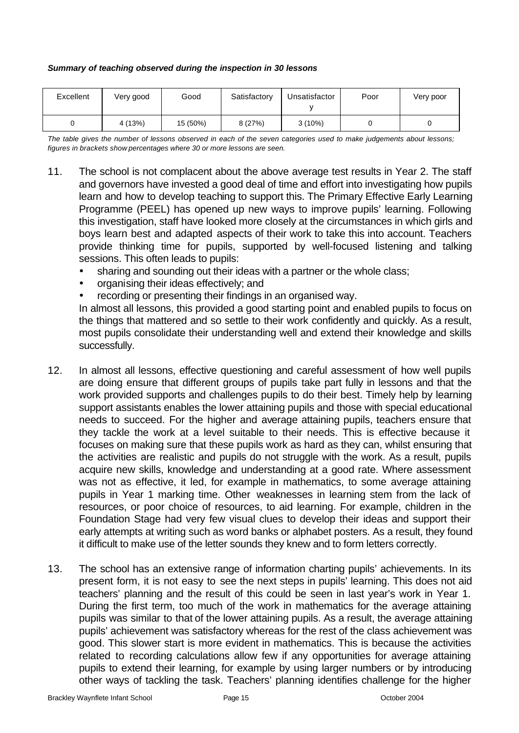***Summary of teaching observed during the inspection in 30 lessons***

| Excellent | Very good | Good | Satisfactory | Unsatisfactory | Poor | Very poor |
|---|---|---|---|---|---|---|
| 0 | 4 (13%) | 15 (50%) | 8 (27%) | 3 (10%) | 0 | 0 |

*The table gives the number of lessons observed in each of the seven categories used to make judgements about lessons; figures in brackets show percentages where 30 or more lessons are seen.*

11. The school is not complacent about the above average test results in Year 2. The staff and governors have invested a good deal of time and effort into investigating how pupils learn and how to develop teaching to support this. The Primary Effective Early Learning Programme (PEEL) has opened up new ways to improve pupils' learning. Following this investigation, staff have looked more closely at the circumstances in which girls and boys learn best and adapted aspects of their work to take this into account. Teachers provide thinking time for pupils, supported by well-focused listening and talking sessions. This often leads to pupils:
    - sharing and sounding out their ideas with a partner or the whole class;
    - organising their ideas effectively; and
    - recording or presenting their findings in an organised way.

    In almost all lessons, this provided a good starting point and enabled pupils to focus on the things that mattered and so settle to their work confidently and quickly. As a result, most pupils consolidate their understanding well and extend their knowledge and skills successfully.

12. In almost all lessons, effective questioning and careful assessment of how well pupils are doing ensure that different groups of pupils take part fully in lessons and that the work provided supports and challenges pupils to do their best. Timely help by learning support assistants enables the lower attaining pupils and those with special educational needs to succeed. For the higher and average attaining pupils, teachers ensure that they tackle the work at a level suitable to their needs. This is effective because it focuses on making sure that these pupils work as hard as they can, whilst ensuring that the activities are realistic and pupils do not struggle with the work. As a result, pupils acquire new skills, knowledge and understanding at a good rate. Where assessment was not as effective, it led, for example in mathematics, to some average attaining pupils in Year 1 marking time. Other weaknesses in learning stem from the lack of resources, or poor choice of resources, to aid learning. For example, children in the Foundation Stage had very few visual clues to develop their ideas and support their early attempts at writing such as word banks or alphabet posters. As a result, they found it difficult to make use of the letter sounds they knew and to form letters correctly.

13. The school has an extensive range of information charting pupils' achievements. In its present form, it is not easy to see the next steps in pupils' learning. This does not aid teachers' planning and the result of this could be seen in last year's work in Year 1. During the first term, too much of the work in mathematics for the average attaining pupils was similar to that of the lower attaining pupils. As a result, the average attaining pupils' achievement was satisfactory whereas for the rest of the class achievement was good. This slower start is more evident in mathematics. This is because the activities related to recording calculations allow few if any opportunities for average attaining pupils to extend their learning, for example by using larger numbers or by introducing other ways of tackling the task. Teachers' planning identifies challenge for the higher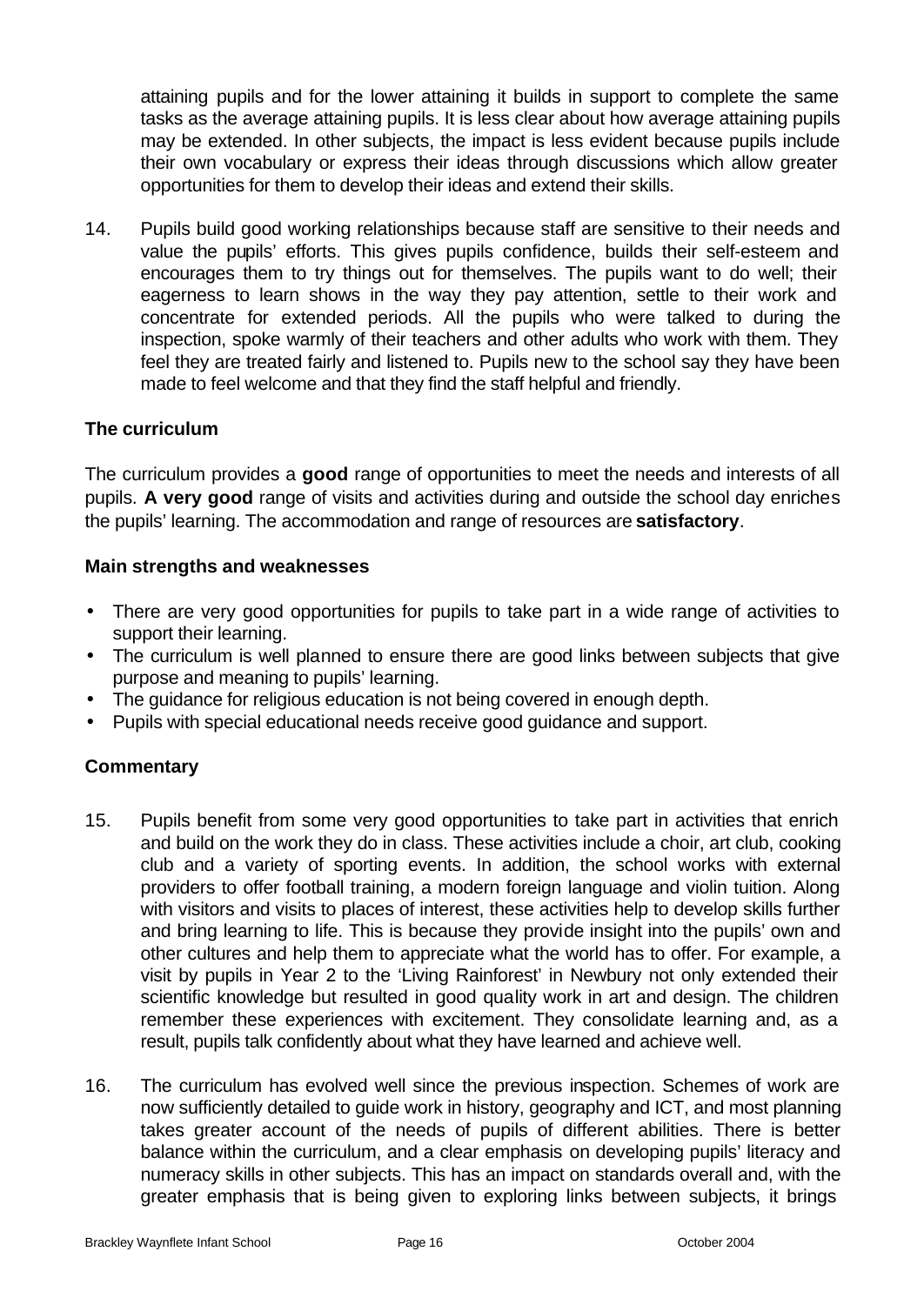attaining pupils and for the lower attaining it builds in support to complete the same tasks as the average attaining pupils. It is less clear about how average attaining pupils may be extended. In other subjects, the impact is less evident because pupils include their own vocabulary or express their ideas through discussions which allow greater opportunities for them to develop their ideas and extend their skills.

14. Pupils build good working relationships because staff are sensitive to their needs and value the pupils' efforts. This gives pupils confidence, builds their self-esteem and encourages them to try things out for themselves. The pupils want to do well; their eagerness to learn shows in the way they pay attention, settle to their work and concentrate for extended periods. All the pupils who were talked to during the inspection, spoke warmly of their teachers and other adults who work with them. They feel they are treated fairly and listened to. Pupils new to the school say they have been made to feel welcome and that they find the staff helpful and friendly.

### The curriculum

The curriculum provides a **good** range of opportunities to meet the needs and interests of all pupils. **A very good** range of visits and activities during and outside the school day enriches the pupils' learning. The accommodation and range of resources are **satisfactory**.

#### Main strengths and weaknesses

- There are very good opportunities for pupils to take part in a wide range of activities to support their learning.
- The curriculum is well planned to ensure there are good links between subjects that give purpose and meaning to pupils' learning.
- The guidance for religious education is not being covered in enough depth.
- Pupils with special educational needs receive good guidance and support.

#### Commentary

15. Pupils benefit from some very good opportunities to take part in activities that enrich and build on the work they do in class. These activities include a choir, art club, cooking club and a variety of sporting events. In addition, the school works with external providers to offer football training, a modern foreign language and violin tuition. Along with visitors and visits to places of interest, these activities help to develop skills further and bring learning to life. This is because they provide insight into the pupils' own and other cultures and help them to appreciate what the world has to offer. For example, a visit by pupils in Year 2 to the 'Living Rainforest' in Newbury not only extended their scientific knowledge but resulted in good quality work in art and design. The children remember these experiences with excitement. They consolidate learning and, as a result, pupils talk confidently about what they have learned and achieve well.

16. The curriculum has evolved well since the previous inspection. Schemes of work are now sufficiently detailed to guide work in history, geography and ICT, and most planning takes greater account of the needs of pupils of different abilities. There is better balance within the curriculum, and a clear emphasis on developing pupils' literacy and numeracy skills in other subjects. This has an impact on standards overall and, with the greater emphasis that is being given to exploring links between subjects, it brings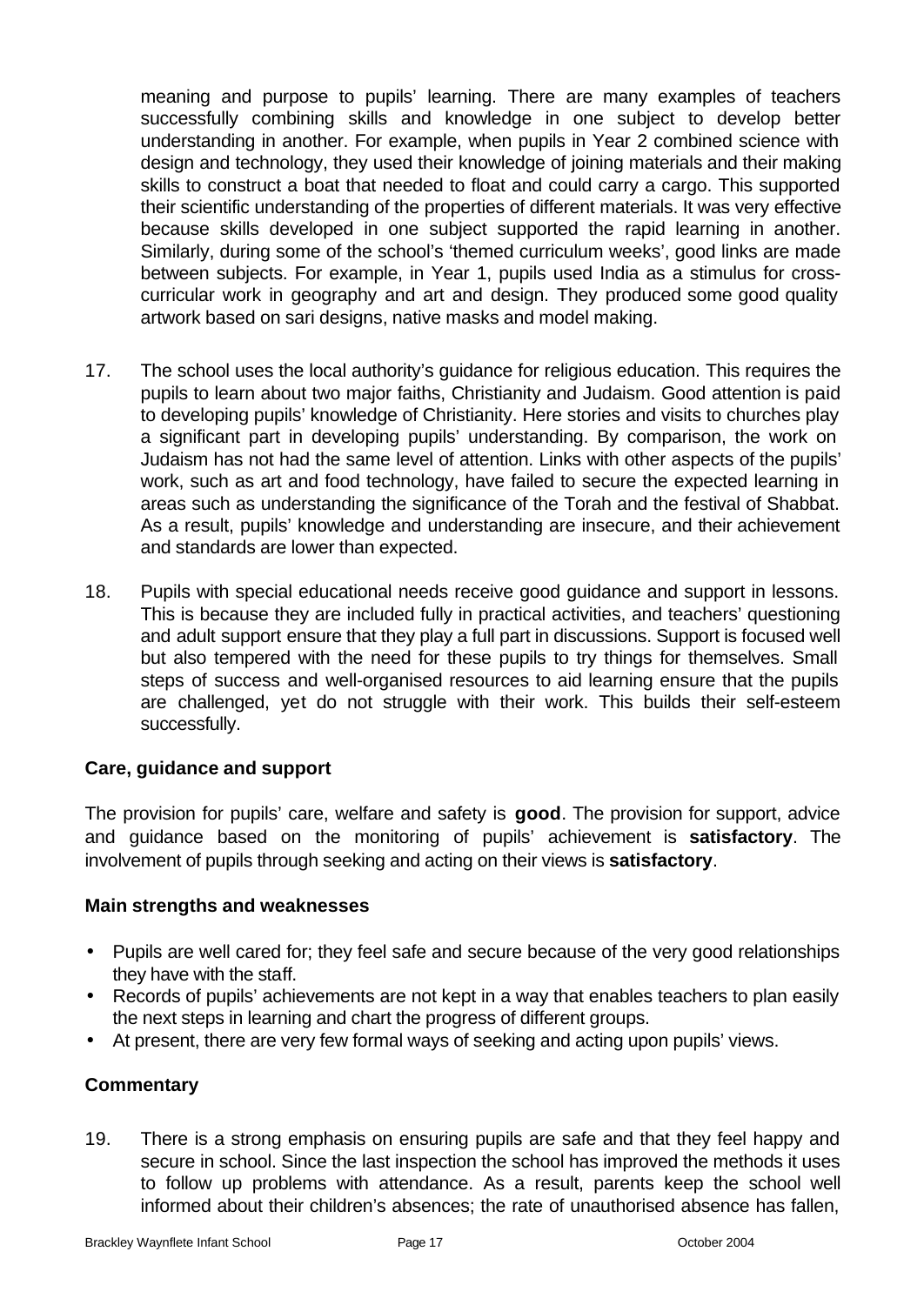meaning and purpose to pupils' learning. There are many examples of teachers successfully combining skills and knowledge in one subject to develop better understanding in another. For example, when pupils in Year 2 combined science with design and technology, they used their knowledge of joining materials and their making skills to construct a boat that needed to float and could carry a cargo. This supported their scientific understanding of the properties of different materials. It was very effective because skills developed in one subject supported the rapid learning in another. Similarly, during some of the school's 'themed curriculum weeks', good links are made between subjects. For example, in Year 1, pupils used India as a stimulus for cross-curricular work in geography and art and design. They produced some good quality artwork based on sari designs, native masks and model making.

17. The school uses the local authority's guidance for religious education. This requires the pupils to learn about two major faiths, Christianity and Judaism. Good attention is paid to developing pupils' knowledge of Christianity. Here stories and visits to churches play a significant part in developing pupils' understanding. By comparison, the work on Judaism has not had the same level of attention. Links with other aspects of the pupils' work, such as art and food technology, have failed to secure the expected learning in areas such as understanding the significance of the Torah and the festival of Shabbat. As a result, pupils' knowledge and understanding are insecure, and their achievement and standards are lower than expected.

18. Pupils with special educational needs receive good guidance and support in lessons. This is because they are included fully in practical activities, and teachers' questioning and adult support ensure that they play a full part in discussions. Support is focused well but also tempered with the need for these pupils to try things for themselves. Small steps of success and well-organised resources to aid learning ensure that the pupils are challenged, yet do not struggle with their work. This builds their self-esteem successfully.

### Care, guidance and support

The provision for pupils' care, welfare and safety is **good**. The provision for support, advice and guidance based on the monitoring of pupils' achievement is **satisfactory**. The involvement of pupils through seeking and acting on their views is **satisfactory**.

#### Main strengths and weaknesses

- Pupils are well cared for; they feel safe and secure because of the very good relationships they have with the staff.
- Records of pupils' achievements are not kept in a way that enables teachers to plan easily the next steps in learning and chart the progress of different groups.
- At present, there are very few formal ways of seeking and acting upon pupils' views.

#### Commentary

19. There is a strong emphasis on ensuring pupils are safe and that they feel happy and secure in school. Since the last inspection the school has improved the methods it uses to follow up problems with attendance. As a result, parents keep the school well informed about their children's absences; the rate of unauthorised absence has fallen,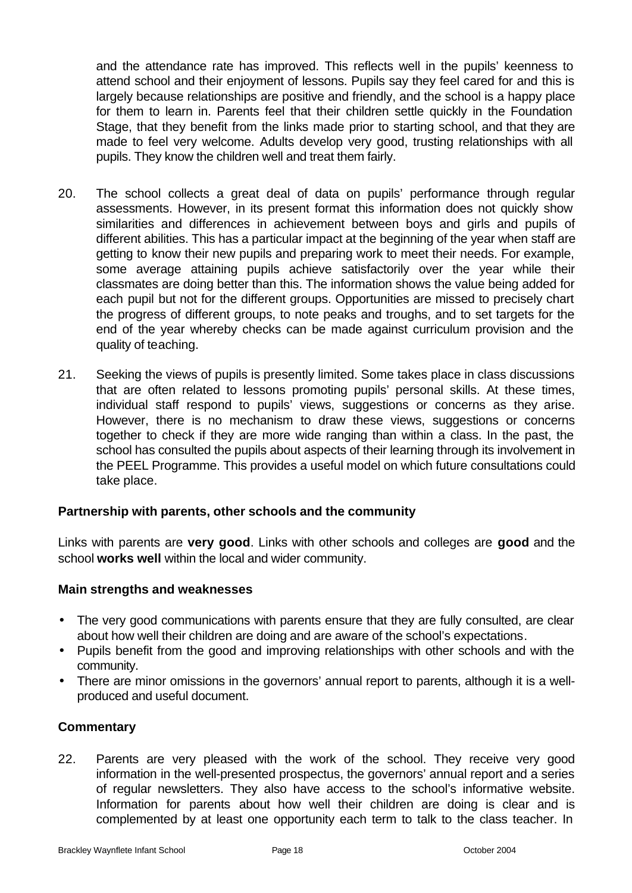and the attendance rate has improved. This reflects well in the pupils' keenness to attend school and their enjoyment of lessons. Pupils say they feel cared for and this is largely because relationships are positive and friendly, and the school is a happy place for them to learn in. Parents feel that their children settle quickly in the Foundation Stage, that they benefit from the links made prior to starting school, and that they are made to feel very welcome. Adults develop very good, trusting relationships with all pupils. They know the children well and treat them fairly.

20. The school collects a great deal of data on pupils' performance through regular assessments. However, in its present format this information does not quickly show similarities and differences in achievement between boys and girls and pupils of different abilities. This has a particular impact at the beginning of the year when staff are getting to know their new pupils and preparing work to meet their needs. For example, some average attaining pupils achieve satisfactorily over the year while their classmates are doing better than this. The information shows the value being added for each pupil but not for the different groups. Opportunities are missed to precisely chart the progress of different groups, to note peaks and troughs, and to set targets for the end of the year whereby checks can be made against curriculum provision and the quality of teaching.

21. Seeking the views of pupils is presently limited. Some takes place in class discussions that are often related to lessons promoting pupils' personal skills. At these times, individual staff respond to pupils' views, suggestions or concerns as they arise. However, there is no mechanism to draw these views, suggestions or concerns together to check if they are more wide ranging than within a class. In the past, the school has consulted the pupils about aspects of their learning through its involvement in the PEEL Programme. This provides a useful model on which future consultations could take place.

### Partnership with parents, other schools and the community

Links with parents are **very good**. Links with other schools and colleges are **good** and the school **works well** within the local and wider community.

### Main strengths and weaknesses

- The very good communications with parents ensure that they are fully consulted, are clear about how well their children are doing and are aware of the school's expectations.
- Pupils benefit from the good and improving relationships with other schools and with the community.
- There are minor omissions in the governors' annual report to parents, although it is a well-produced and useful document.

### Commentary

22. Parents are very pleased with the work of the school. They receive very good information in the well-presented prospectus, the governors' annual report and a series of regular newsletters. They also have access to the school's informative website. Information for parents about how well their children are doing is clear and is complemented by at least one opportunity each term to talk to the class teacher. In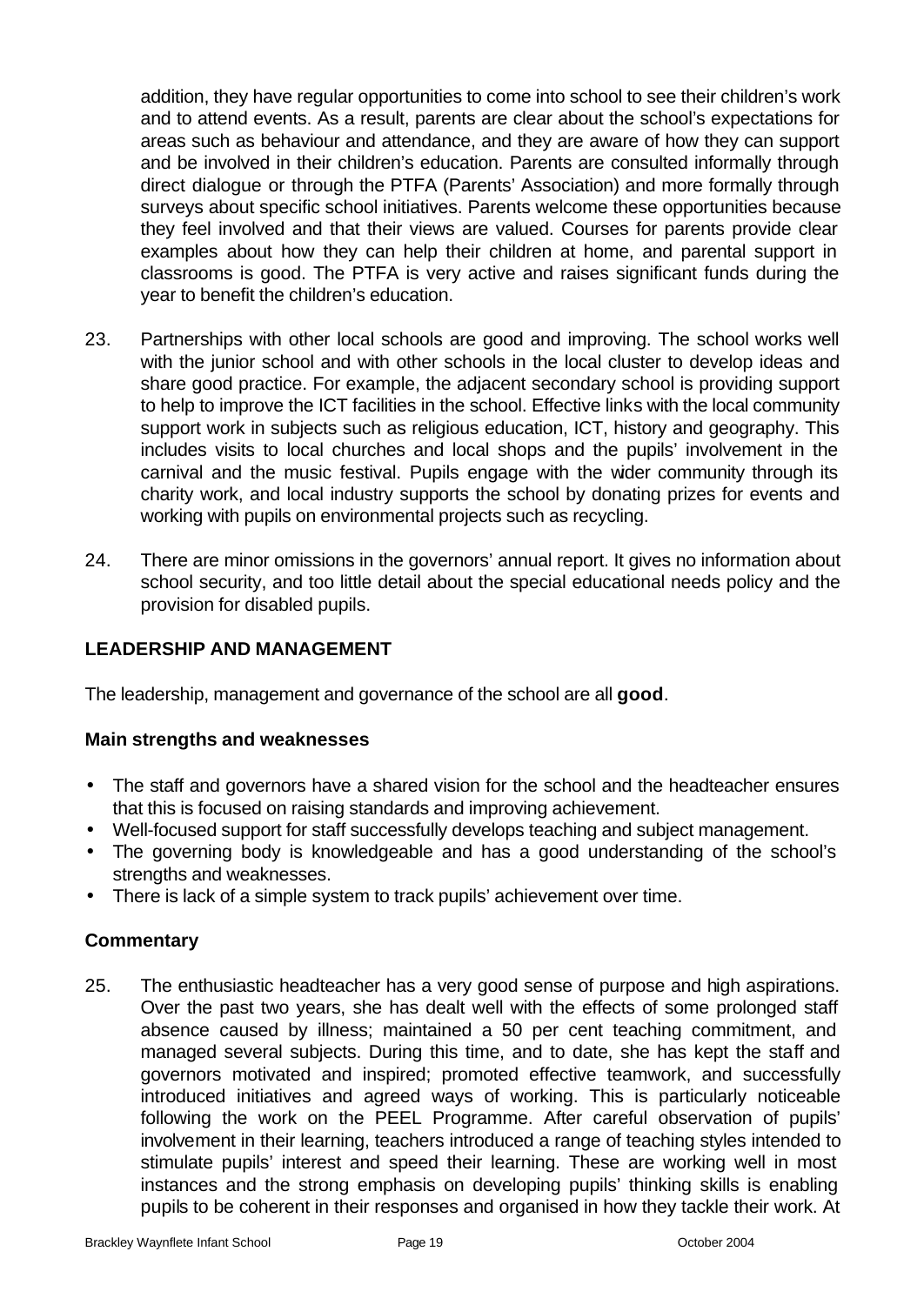addition, they have regular opportunities to come into school to see their children's work and to attend events. As a result, parents are clear about the school's expectations for areas such as behaviour and attendance, and they are aware of how they can support and be involved in their children's education. Parents are consulted informally through direct dialogue or through the PTFA (Parents' Association) and more formally through surveys about specific school initiatives. Parents welcome these opportunities because they feel involved and that their views are valued. Courses for parents provide clear examples about how they can help their children at home, and parental support in classrooms is good. The PTFA is very active and raises significant funds during the year to benefit the children's education.

23. Partnerships with other local schools are good and improving. The school works well with the junior school and with other schools in the local cluster to develop ideas and share good practice. For example, the adjacent secondary school is providing support to help to improve the ICT facilities in the school. Effective links with the local community support work in subjects such as religious education, ICT, history and geography. This includes visits to local churches and local shops and the pupils' involvement in the carnival and the music festival. Pupils engage with the wider community through its charity work, and local industry supports the school by donating prizes for events and working with pupils on environmental projects such as recycling.

24. There are minor omissions in the governors' annual report. It gives no information about school security, and too little detail about the special educational needs policy and the provision for disabled pupils.

## LEADERSHIP AND MANAGEMENT

The leadership, management and governance of the school are all **good**.

### Main strengths and weaknesses

- The staff and governors have a shared vision for the school and the headteacher ensures that this is focused on raising standards and improving achievement.
- Well-focused support for staff successfully develops teaching and subject management.
- The governing body is knowledgeable and has a good understanding of the school's strengths and weaknesses.
- There is lack of a simple system to track pupils' achievement over time.

### Commentary

25. The enthusiastic headteacher has a very good sense of purpose and high aspirations. Over the past two years, she has dealt well with the effects of some prolonged staff absence caused by illness; maintained a 50 per cent teaching commitment, and managed several subjects. During this time, and to date, she has kept the staff and governors motivated and inspired; promoted effective teamwork, and successfully introduced initiatives and agreed ways of working. This is particularly noticeable following the work on the PEEL Programme. After careful observation of pupils' involvement in their learning, teachers introduced a range of teaching styles intended to stimulate pupils' interest and speed their learning. These are working well in most instances and the strong emphasis on developing pupils' thinking skills is enabling pupils to be coherent in their responses and organised in how they tackle their work. At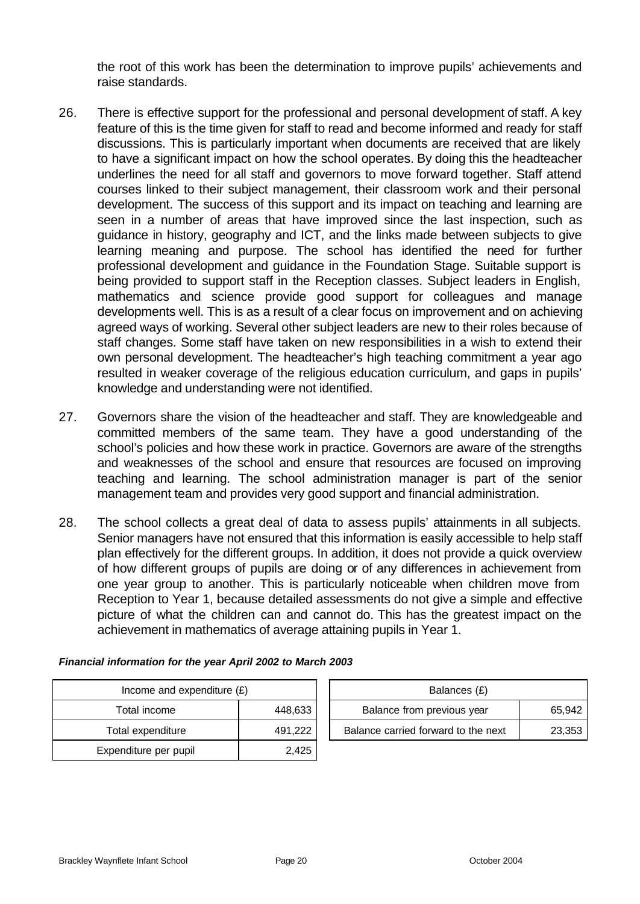the root of this work has been the determination to improve pupils' achievements and raise standards.

26. There is effective support for the professional and personal development of staff. A key feature of this is the time given for staff to read and become informed and ready for staff discussions. This is particularly important when documents are received that are likely to have a significant impact on how the school operates. By doing this the headteacher underlines the need for all staff and governors to move forward together. Staff attend courses linked to their subject management, their classroom work and their personal development. The success of this support and its impact on teaching and learning are seen in a number of areas that have improved since the last inspection, such as guidance in history, geography and ICT, and the links made between subjects to give learning meaning and purpose. The school has identified the need for further professional development and guidance in the Foundation Stage. Suitable support is being provided to support staff in the Reception classes. Subject leaders in English, mathematics and science provide good support for colleagues and manage developments well. This is as a result of a clear focus on improvement and on achieving agreed ways of working. Several other subject leaders are new to their roles because of staff changes. Some staff have taken on new responsibilities in a wish to extend their own personal development. The headteacher's high teaching commitment a year ago resulted in weaker coverage of the religious education curriculum, and gaps in pupils' knowledge and understanding were not identified.

27. Governors share the vision of the headteacher and staff. They are knowledgeable and committed members of the same team. They have a good understanding of the school's policies and how these work in practice. Governors are aware of the strengths and weaknesses of the school and ensure that resources are focused on improving teaching and learning. The school administration manager is part of the senior management team and provides very good support and financial administration.

28. The school collects a great deal of data to assess pupils' attainments in all subjects. Senior managers have not ensured that this information is easily accessible to help staff plan effectively for the different groups. In addition, it does not provide a quick overview of how different groups of pupils are doing or of any differences in achievement from one year group to another. This is particularly noticeable when children move from Reception to Year 1, because detailed assessments do not give a simple and effective picture of what the children can and cannot do. This has the greatest impact on the achievement in mathematics of average attaining pupils in Year 1.

***Financial information for the year April 2002 to March 2003***

| Income and expenditure (£) | |
|---|---|
| Total income | 448,633 |
| Total expenditure | 491,222 |
| Expenditure per pupil | 2,425 |

| Balances (£) | |
|---|---|
| Balance from previous year | 65,942 |
| Balance carried forward to the next | 23,353 |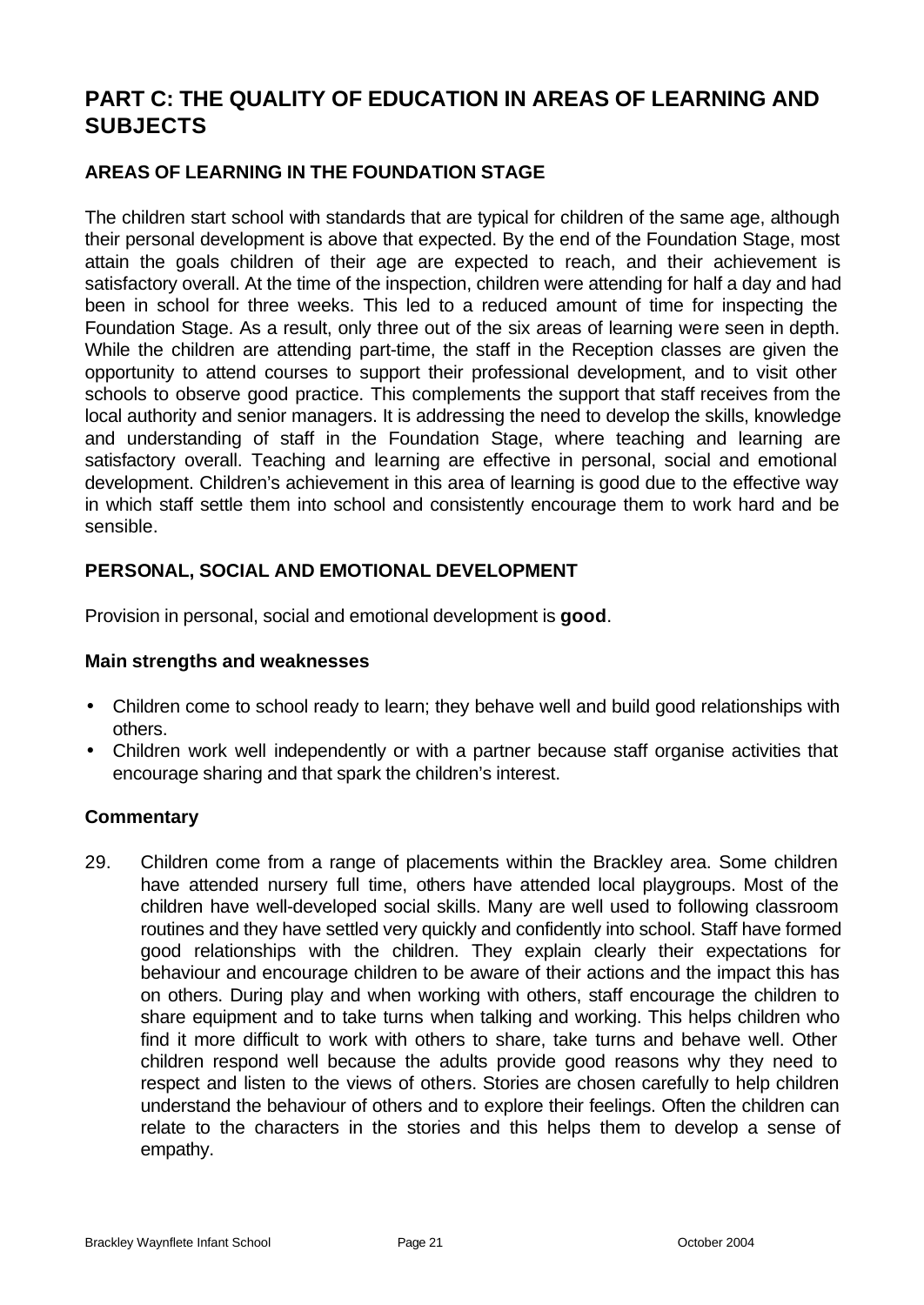# PART C: THE QUALITY OF EDUCATION IN AREAS OF LEARNING AND SUBJECTS

## AREAS OF LEARNING IN THE FOUNDATION STAGE

The children start school with standards that are typical for children of the same age, although their personal development is above that expected. By the end of the Foundation Stage, most attain the goals children of their age are expected to reach, and their achievement is satisfactory overall. At the time of the inspection, children were attending for half a day and had been in school for three weeks. This led to a reduced amount of time for inspecting the Foundation Stage. As a result, only three out of the six areas of learning were seen in depth. While the children are attending part-time, the staff in the Reception classes are given the opportunity to attend courses to support their professional development, and to visit other schools to observe good practice. This complements the support that staff receives from the local authority and senior managers. It is addressing the need to develop the skills, knowledge and understanding of staff in the Foundation Stage, where teaching and learning are satisfactory overall. Teaching and learning are effective in personal, social and emotional development. Children's achievement in this area of learning is good due to the effective way in which staff settle them into school and consistently encourage them to work hard and be sensible.

## PERSONAL, SOCIAL AND EMOTIONAL DEVELOPMENT

Provision in personal, social and emotional development is **good**.

### Main strengths and weaknesses

- Children come to school ready to learn; they behave well and build good relationships with others.
- Children work well independently or with a partner because staff organise activities that encourage sharing and that spark the children's interest.

### Commentary

29. Children come from a range of placements within the Brackley area. Some children have attended nursery full time, others have attended local playgroups. Most of the children have well-developed social skills. Many are well used to following classroom routines and they have settled very quickly and confidently into school. Staff have formed good relationships with the children. They explain clearly their expectations for behaviour and encourage children to be aware of their actions and the impact this has on others. During play and when working with others, staff encourage the children to share equipment and to take turns when talking and working. This helps children who find it more difficult to work with others to share, take turns and behave well. Other children respond well because the adults provide good reasons why they need to respect and listen to the views of others. Stories are chosen carefully to help children understand the behaviour of others and to explore their feelings. Often the children can relate to the characters in the stories and this helps them to develop a sense of empathy.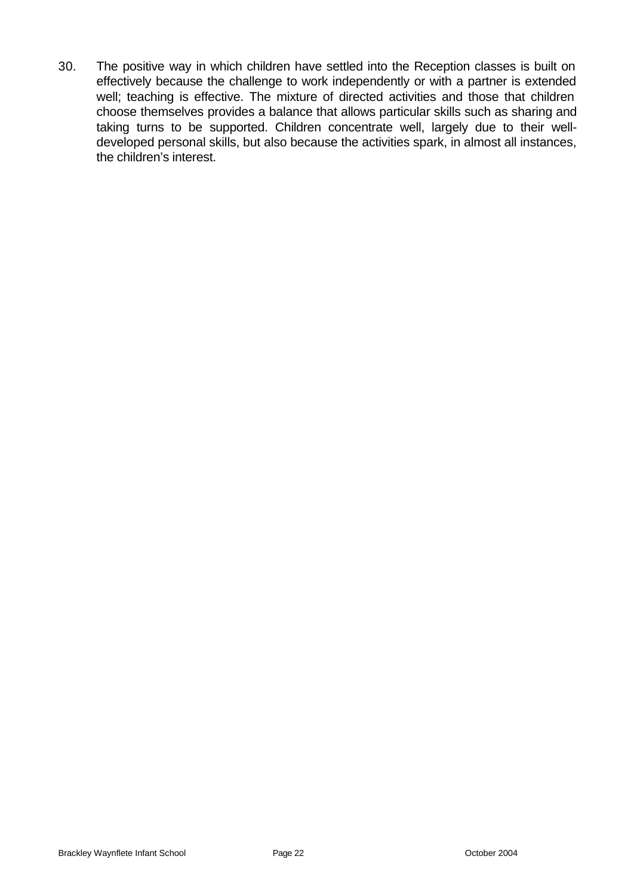30. The positive way in which children have settled into the Reception classes is built on effectively because the challenge to work independently or with a partner is extended well; teaching is effective. The mixture of directed activities and those that children choose themselves provides a balance that allows particular skills such as sharing and taking turns to be supported. Children concentrate well, largely due to their well-developed personal skills, but also because the activities spark, in almost all instances, the children's interest.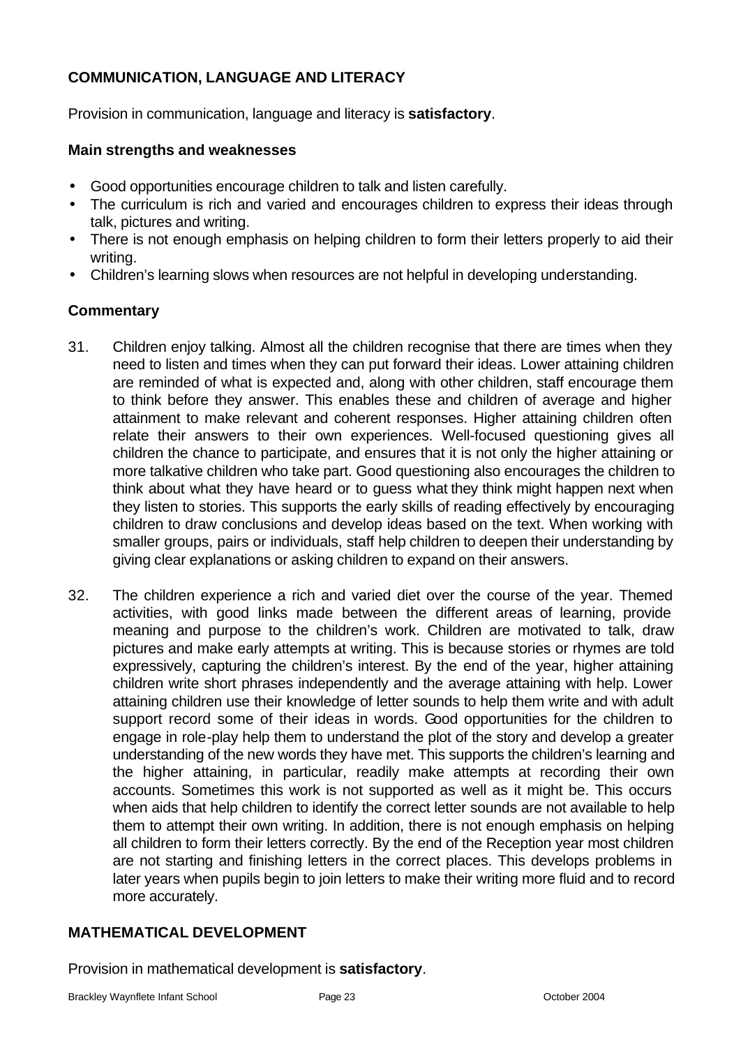## COMMUNICATION, LANGUAGE AND LITERACY

Provision in communication, language and literacy is **satisfactory**.

### Main strengths and weaknesses

- Good opportunities encourage children to talk and listen carefully.
- The curriculum is rich and varied and encourages children to express their ideas through talk, pictures and writing.
- There is not enough emphasis on helping children to form their letters properly to aid their writing.
- Children's learning slows when resources are not helpful in developing understanding.

### Commentary

31. Children enjoy talking. Almost all the children recognise that there are times when they need to listen and times when they can put forward their ideas. Lower attaining children are reminded of what is expected and, along with other children, staff encourage them to think before they answer. This enables these and children of average and higher attainment to make relevant and coherent responses. Higher attaining children often relate their answers to their own experiences. Well-focused questioning gives all children the chance to participate, and ensures that it is not only the higher attaining or more talkative children who take part. Good questioning also encourages the children to think about what they have heard or to guess what they think might happen next when they listen to stories. This supports the early skills of reading effectively by encouraging children to draw conclusions and develop ideas based on the text. When working with smaller groups, pairs or individuals, staff help children to deepen their understanding by giving clear explanations or asking children to expand on their answers.

32. The children experience a rich and varied diet over the course of the year. Themed activities, with good links made between the different areas of learning, provide meaning and purpose to the children's work. Children are motivated to talk, draw pictures and make early attempts at writing. This is because stories or rhymes are told expressively, capturing the children's interest. By the end of the year, higher attaining children write short phrases independently and the average attaining with help. Lower attaining children use their knowledge of letter sounds to help them write and with adult support record some of their ideas in words. Good opportunities for the children to engage in role-play help them to understand the plot of the story and develop a greater understanding of the new words they have met. This supports the children's learning and the higher attaining, in particular, readily make attempts at recording their own accounts. Sometimes this work is not supported as well as it might be. This occurs when aids that help children to identify the correct letter sounds are not available to help them to attempt their own writing. In addition, there is not enough emphasis on helping all children to form their letters correctly. By the end of the Reception year most children are not starting and finishing letters in the correct places. This develops problems in later years when pupils begin to join letters to make their writing more fluid and to record more accurately.

## MATHEMATICAL DEVELOPMENT

Provision in mathematical development is **satisfactory**.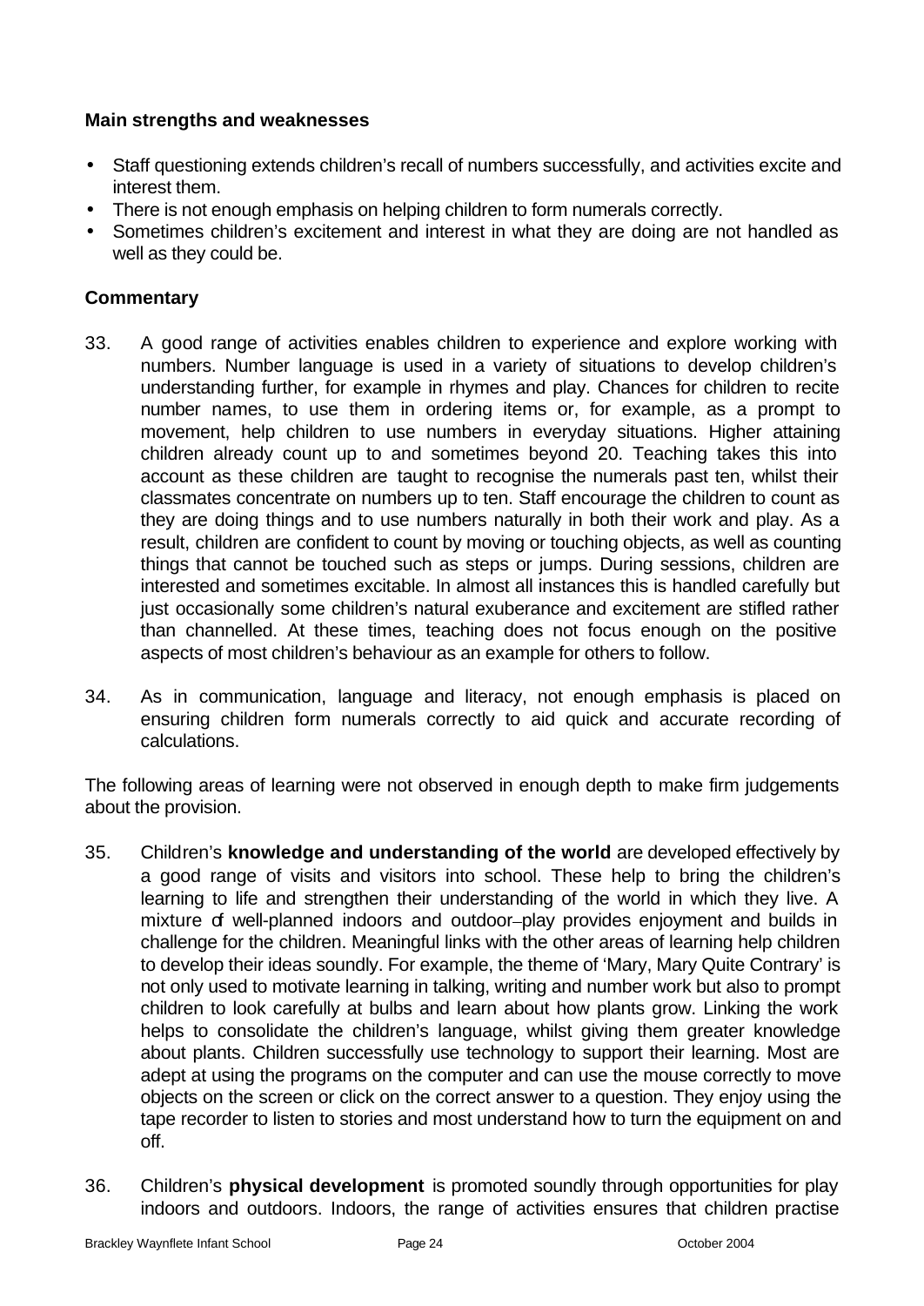**Main strengths and weaknesses**

- Staff questioning extends children's recall of numbers successfully, and activities excite and interest them.
- There is not enough emphasis on helping children to form numerals correctly.
- Sometimes children's excitement and interest in what they are doing are not handled as well as they could be.

**Commentary**

33. A good range of activities enables children to experience and explore working with numbers. Number language is used in a variety of situations to develop children's understanding further, for example in rhymes and play. Chances for children to recite number names, to use them in ordering items or, for example, as a prompt to movement, help children to use numbers in everyday situations. Higher attaining children already count up to and sometimes beyond 20. Teaching takes this into account as these children are taught to recognise the numerals past ten, whilst their classmates concentrate on numbers up to ten. Staff encourage the children to count as they are doing things and to use numbers naturally in both their work and play. As a result, children are confident to count by moving or touching objects, as well as counting things that cannot be touched such as steps or jumps. During sessions, children are interested and sometimes excitable. In almost all instances this is handled carefully but just occasionally some children's natural exuberance and excitement are stifled rather than channelled. At these times, teaching does not focus enough on the positive aspects of most children's behaviour as an example for others to follow.

34. As in communication, language and literacy, not enough emphasis is placed on ensuring children form numerals correctly to aid quick and accurate recording of calculations.

The following areas of learning were not observed in enough depth to make firm judgements about the provision.

35. Children's **knowledge and understanding of the world** are developed effectively by a good range of visits and visitors into school. These help to bring the children's learning to life and strengthen their understanding of the world in which they live. A mixture of well-planned indoors and outdoor–play provides enjoyment and builds in challenge for the children. Meaningful links with the other areas of learning help children to develop their ideas soundly. For example, the theme of 'Mary, Mary Quite Contrary' is not only used to motivate learning in talking, writing and number work but also to prompt children to look carefully at bulbs and learn about how plants grow. Linking the work helps to consolidate the children's language, whilst giving them greater knowledge about plants. Children successfully use technology to support their learning. Most are adept at using the programs on the computer and can use the mouse correctly to move objects on the screen or click on the correct answer to a question. They enjoy using the tape recorder to listen to stories and most understand how to turn the equipment on and off.

36. Children's **physical development** is promoted soundly through opportunities for play indoors and outdoors. Indoors, the range of activities ensures that children practise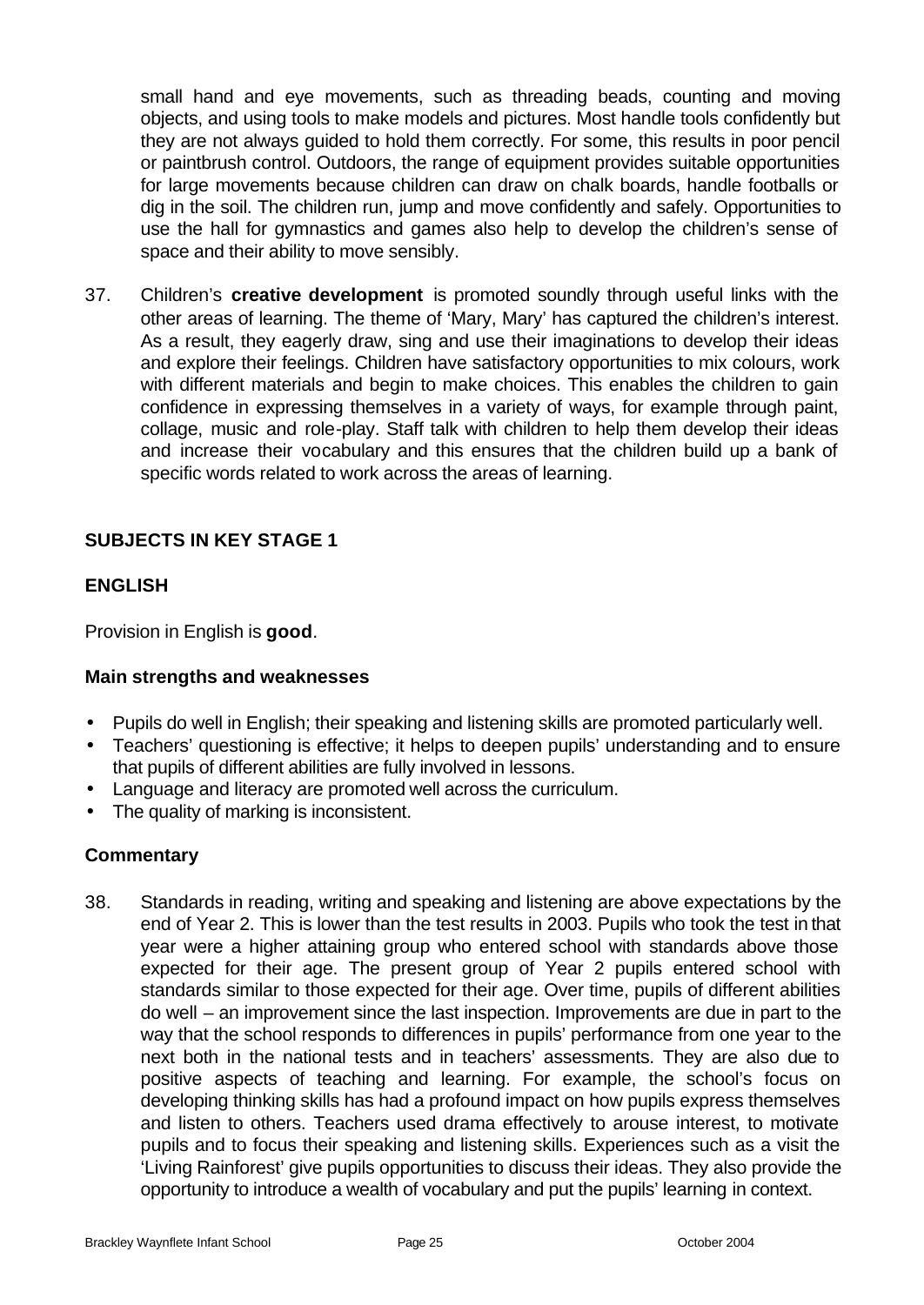small hand and eye movements, such as threading beads, counting and moving objects, and using tools to make models and pictures. Most handle tools confidently but they are not always guided to hold them correctly. For some, this results in poor pencil or paintbrush control. Outdoors, the range of equipment provides suitable opportunities for large movements because children can draw on chalk boards, handle footballs or dig in the soil. The children run, jump and move confidently and safely. Opportunities to use the hall for gymnastics and games also help to develop the children's sense of space and their ability to move sensibly.

37. Children's **creative development** is promoted soundly through useful links with the other areas of learning. The theme of 'Mary, Mary' has captured the children's interest. As a result, they eagerly draw, sing and use their imaginations to develop their ideas and explore their feelings. Children have satisfactory opportunities to mix colours, work with different materials and begin to make choices. This enables the children to gain confidence in expressing themselves in a variety of ways, for example through paint, collage, music and role-play. Staff talk with children to help them develop their ideas and increase their vocabulary and this ensures that the children build up a bank of specific words related to work across the areas of learning.

## SUBJECTS IN KEY STAGE 1

### ENGLISH

Provision in English is **good**.

#### Main strengths and weaknesses

- Pupils do well in English; their speaking and listening skills are promoted particularly well.
- Teachers' questioning is effective; it helps to deepen pupils' understanding and to ensure that pupils of different abilities are fully involved in lessons.
- Language and literacy are promoted well across the curriculum.
- The quality of marking is inconsistent.

#### Commentary

38. Standards in reading, writing and speaking and listening are above expectations by the end of Year 2. This is lower than the test results in 2003. Pupils who took the test in that year were a higher attaining group who entered school with standards above those expected for their age. The present group of Year 2 pupils entered school with standards similar to those expected for their age. Over time, pupils of different abilities do well – an improvement since the last inspection. Improvements are due in part to the way that the school responds to differences in pupils' performance from one year to the next both in the national tests and in teachers' assessments. They are also due to positive aspects of teaching and learning. For example, the school's focus on developing thinking skills has had a profound impact on how pupils express themselves and listen to others. Teachers used drama effectively to arouse interest, to motivate pupils and to focus their speaking and listening skills. Experiences such as a visit the 'Living Rainforest' give pupils opportunities to discuss their ideas. They also provide the opportunity to introduce a wealth of vocabulary and put the pupils' learning in context.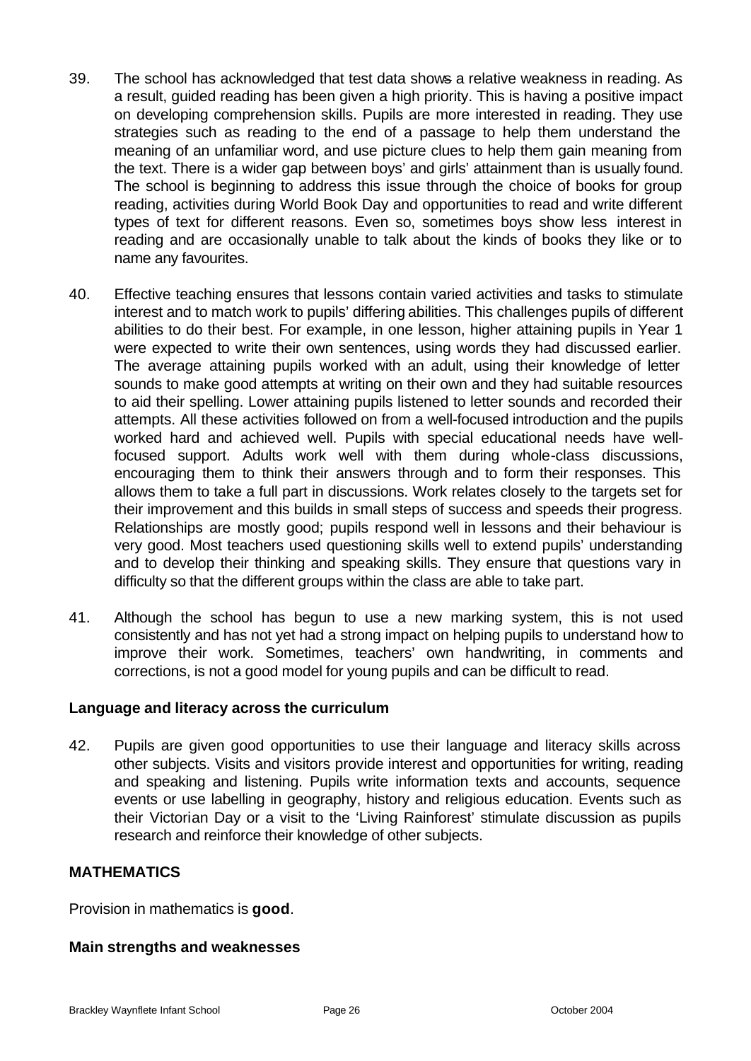39. The school has acknowledged that test data shows a relative weakness in reading. As a result, guided reading has been given a high priority. This is having a positive impact on developing comprehension skills. Pupils are more interested in reading. They use strategies such as reading to the end of a passage to help them understand the meaning of an unfamiliar word, and use picture clues to help them gain meaning from the text. There is a wider gap between boys' and girls' attainment than is usually found. The school is beginning to address this issue through the choice of books for group reading, activities during World Book Day and opportunities to read and write different types of text for different reasons. Even so, sometimes boys show less interest in reading and are occasionally unable to talk about the kinds of books they like or to name any favourites.

40. Effective teaching ensures that lessons contain varied activities and tasks to stimulate interest and to match work to pupils' differing abilities. This challenges pupils of different abilities to do their best. For example, in one lesson, higher attaining pupils in Year 1 were expected to write their own sentences, using words they had discussed earlier. The average attaining pupils worked with an adult, using their knowledge of letter sounds to make good attempts at writing on their own and they had suitable resources to aid their spelling. Lower attaining pupils listened to letter sounds and recorded their attempts. All these activities followed on from a well-focused introduction and the pupils worked hard and achieved well. Pupils with special educational needs have well-focused support. Adults work well with them during whole-class discussions, encouraging them to think their answers through and to form their responses. This allows them to take a full part in discussions. Work relates closely to the targets set for their improvement and this builds in small steps of success and speeds their progress. Relationships are mostly good; pupils respond well in lessons and their behaviour is very good. Most teachers used questioning skills well to extend pupils' understanding and to develop their thinking and speaking skills. They ensure that questions vary in difficulty so that the different groups within the class are able to take part.

41. Although the school has begun to use a new marking system, this is not used consistently and has not yet had a strong impact on helping pupils to understand how to improve their work. Sometimes, teachers' own handwriting, in comments and corrections, is not a good model for young pupils and can be difficult to read.

### Language and literacy across the curriculum

42. Pupils are given good opportunities to use their language and literacy skills across other subjects. Visits and visitors provide interest and opportunities for writing, reading and speaking and listening. Pupils write information texts and accounts, sequence events or use labelling in geography, history and religious education. Events such as their Victorian Day or a visit to the 'Living Rainforest' stimulate discussion as pupils research and reinforce their knowledge of other subjects.

## MATHEMATICS

Provision in mathematics is **good**.

### Main strengths and weaknesses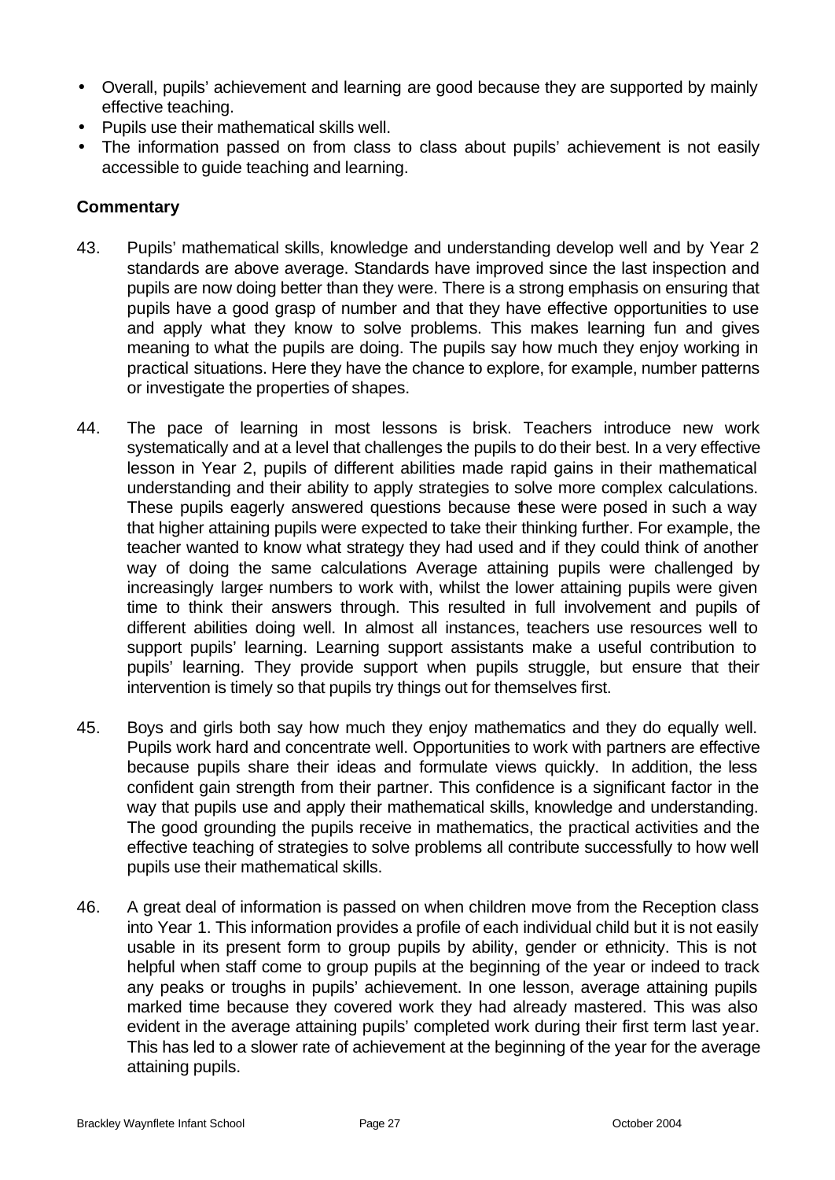- Overall, pupils' achievement and learning are good because they are supported by mainly effective teaching.
- Pupils use their mathematical skills well.
- The information passed on from class to class about pupils' achievement is not easily accessible to guide teaching and learning.

## Commentary

43. Pupils' mathematical skills, knowledge and understanding develop well and by Year 2 standards are above average. Standards have improved since the last inspection and pupils are now doing better than they were. There is a strong emphasis on ensuring that pupils have a good grasp of number and that they have effective opportunities to use and apply what they know to solve problems. This makes learning fun and gives meaning to what the pupils are doing. The pupils say how much they enjoy working in practical situations. Here they have the chance to explore, for example, number patterns or investigate the properties of shapes.

44. The pace of learning in most lessons is brisk. Teachers introduce new work systematically and at a level that challenges the pupils to do their best. In a very effective lesson in Year 2, pupils of different abilities made rapid gains in their mathematical understanding and their ability to apply strategies to solve more complex calculations. These pupils eagerly answered questions because these were posed in such a way that higher attaining pupils were expected to take their thinking further. For example, the teacher wanted to know what strategy they had used and if they could think of another way of doing the same calculations Average attaining pupils were challenged by increasingly larger numbers to work with, whilst the lower attaining pupils were given time to think their answers through. This resulted in full involvement and pupils of different abilities doing well. In almost all instances, teachers use resources well to support pupils' learning. Learning support assistants make a useful contribution to pupils' learning. They provide support when pupils struggle, but ensure that their intervention is timely so that pupils try things out for themselves first.

45. Boys and girls both say how much they enjoy mathematics and they do equally well. Pupils work hard and concentrate well. Opportunities to work with partners are effective because pupils share their ideas and formulate views quickly. In addition, the less confident gain strength from their partner. This confidence is a significant factor in the way that pupils use and apply their mathematical skills, knowledge and understanding. The good grounding the pupils receive in mathematics, the practical activities and the effective teaching of strategies to solve problems all contribute successfully to how well pupils use their mathematical skills.

46. A great deal of information is passed on when children move from the Reception class into Year 1. This information provides a profile of each individual child but it is not easily usable in its present form to group pupils by ability, gender or ethnicity. This is not helpful when staff come to group pupils at the beginning of the year or indeed to track any peaks or troughs in pupils' achievement. In one lesson, average attaining pupils marked time because they covered work they had already mastered. This was also evident in the average attaining pupils' completed work during their first term last year. This has led to a slower rate of achievement at the beginning of the year for the average attaining pupils.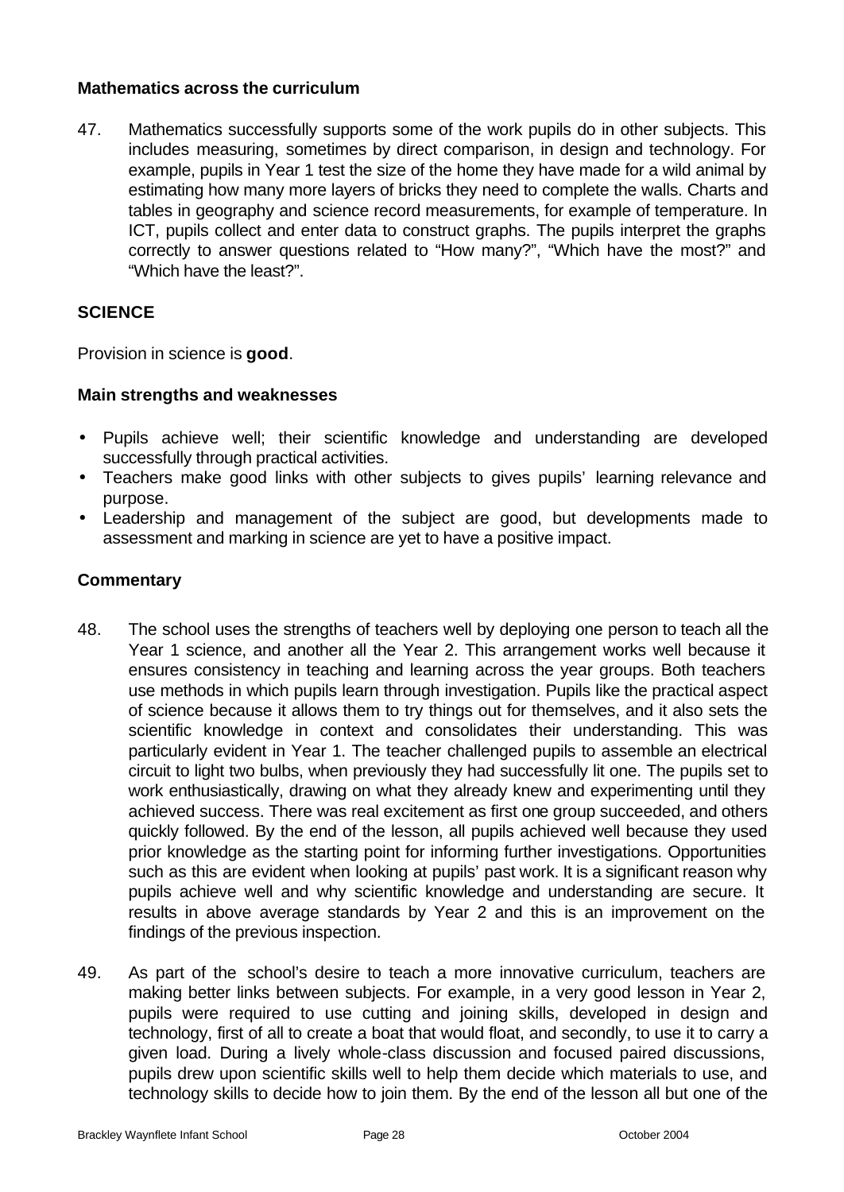### Mathematics across the curriculum

47. Mathematics successfully supports some of the work pupils do in other subjects. This includes measuring, sometimes by direct comparison, in design and technology. For example, pupils in Year 1 test the size of the home they have made for a wild animal by estimating how many more layers of bricks they need to complete the walls. Charts and tables in geography and science record measurements, for example of temperature. In ICT, pupils collect and enter data to construct graphs. The pupils interpret the graphs correctly to answer questions related to "How many?", "Which have the most?" and "Which have the least?".

## SCIENCE

Provision in science is **good**.

### Main strengths and weaknesses

- Pupils achieve well; their scientific knowledge and understanding are developed successfully through practical activities.
- Teachers make good links with other subjects to gives pupils' learning relevance and purpose.
- Leadership and management of the subject are good, but developments made to assessment and marking in science are yet to have a positive impact.

### Commentary

48. The school uses the strengths of teachers well by deploying one person to teach all the Year 1 science, and another all the Year 2. This arrangement works well because it ensures consistency in teaching and learning across the year groups. Both teachers use methods in which pupils learn through investigation. Pupils like the practical aspect of science because it allows them to try things out for themselves, and it also sets the scientific knowledge in context and consolidates their understanding. This was particularly evident in Year 1. The teacher challenged pupils to assemble an electrical circuit to light two bulbs, when previously they had successfully lit one. The pupils set to work enthusiastically, drawing on what they already knew and experimenting until they achieved success. There was real excitement as first one group succeeded, and others quickly followed. By the end of the lesson, all pupils achieved well because they used prior knowledge as the starting point for informing further investigations. Opportunities such as this are evident when looking at pupils' past work. It is a significant reason why pupils achieve well and why scientific knowledge and understanding are secure. It results in above average standards by Year 2 and this is an improvement on the findings of the previous inspection.

49. As part of the school's desire to teach a more innovative curriculum, teachers are making better links between subjects. For example, in a very good lesson in Year 2, pupils were required to use cutting and joining skills, developed in design and technology, first of all to create a boat that would float, and secondly, to use it to carry a given load. During a lively whole-class discussion and focused paired discussions, pupils drew upon scientific skills well to help them decide which materials to use, and technology skills to decide how to join them. By the end of the lesson all but one of the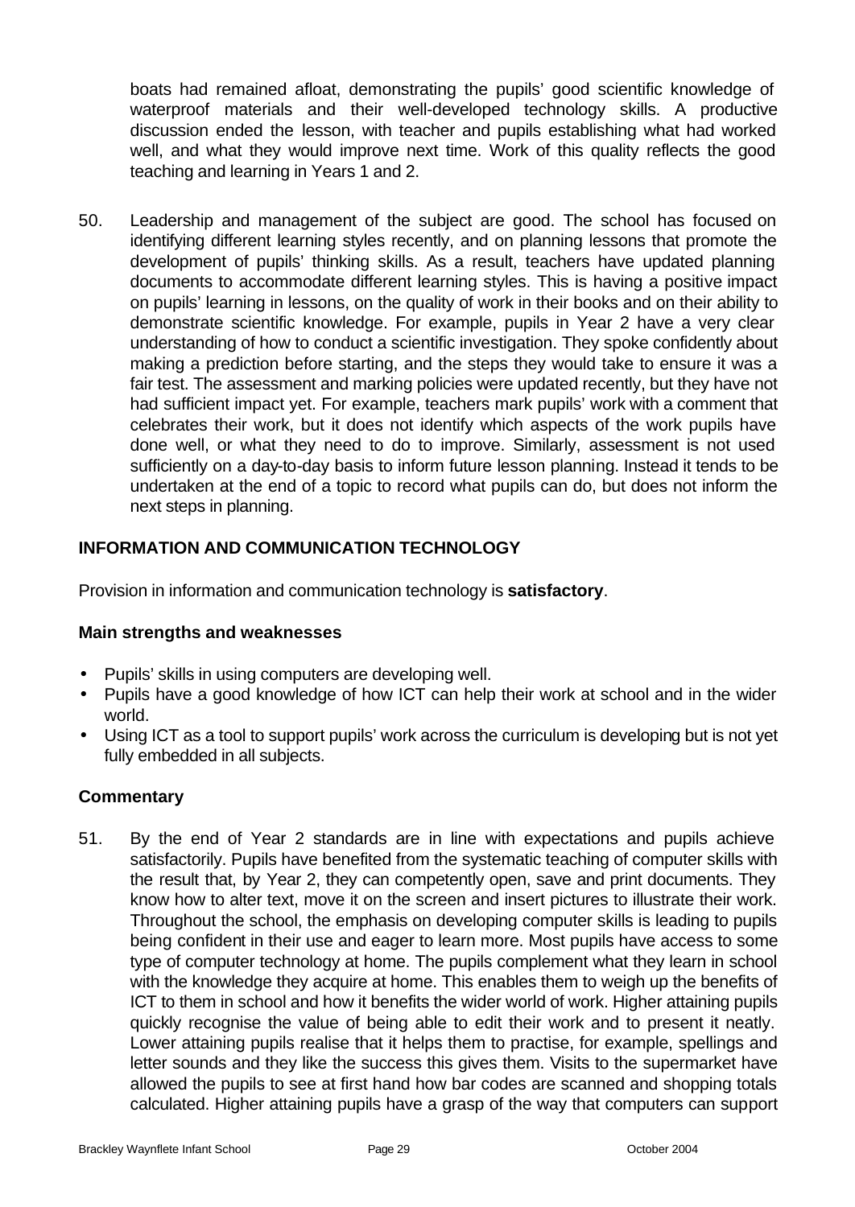boats had remained afloat, demonstrating the pupils' good scientific knowledge of waterproof materials and their well-developed technology skills. A productive discussion ended the lesson, with teacher and pupils establishing what had worked well, and what they would improve next time. Work of this quality reflects the good teaching and learning in Years 1 and 2.

50. Leadership and management of the subject are good. The school has focused on identifying different learning styles recently, and on planning lessons that promote the development of pupils' thinking skills. As a result, teachers have updated planning documents to accommodate different learning styles. This is having a positive impact on pupils' learning in lessons, on the quality of work in their books and on their ability to demonstrate scientific knowledge. For example, pupils in Year 2 have a very clear understanding of how to conduct a scientific investigation. They spoke confidently about making a prediction before starting, and the steps they would take to ensure it was a fair test. The assessment and marking policies were updated recently, but they have not had sufficient impact yet. For example, teachers mark pupils' work with a comment that celebrates their work, but it does not identify which aspects of the work pupils have done well, or what they need to do to improve. Similarly, assessment is not used sufficiently on a day-to-day basis to inform future lesson planning. Instead it tends to be undertaken at the end of a topic to record what pupils can do, but does not inform the next steps in planning.

## INFORMATION AND COMMUNICATION TECHNOLOGY

Provision in information and communication technology is **satisfactory**.

### Main strengths and weaknesses

- Pupils' skills in using computers are developing well.
- Pupils have a good knowledge of how ICT can help their work at school and in the wider world.
- Using ICT as a tool to support pupils' work across the curriculum is developing but is not yet fully embedded in all subjects.

### Commentary

51. By the end of Year 2 standards are in line with expectations and pupils achieve satisfactorily. Pupils have benefited from the systematic teaching of computer skills with the result that, by Year 2, they can competently open, save and print documents. They know how to alter text, move it on the screen and insert pictures to illustrate their work. Throughout the school, the emphasis on developing computer skills is leading to pupils being confident in their use and eager to learn more. Most pupils have access to some type of computer technology at home. The pupils complement what they learn in school with the knowledge they acquire at home. This enables them to weigh up the benefits of ICT to them in school and how it benefits the wider world of work. Higher attaining pupils quickly recognise the value of being able to edit their work and to present it neatly. Lower attaining pupils realise that it helps them to practise, for example, spellings and letter sounds and they like the success this gives them. Visits to the supermarket have allowed the pupils to see at first hand how bar codes are scanned and shopping totals calculated. Higher attaining pupils have a grasp of the way that computers can support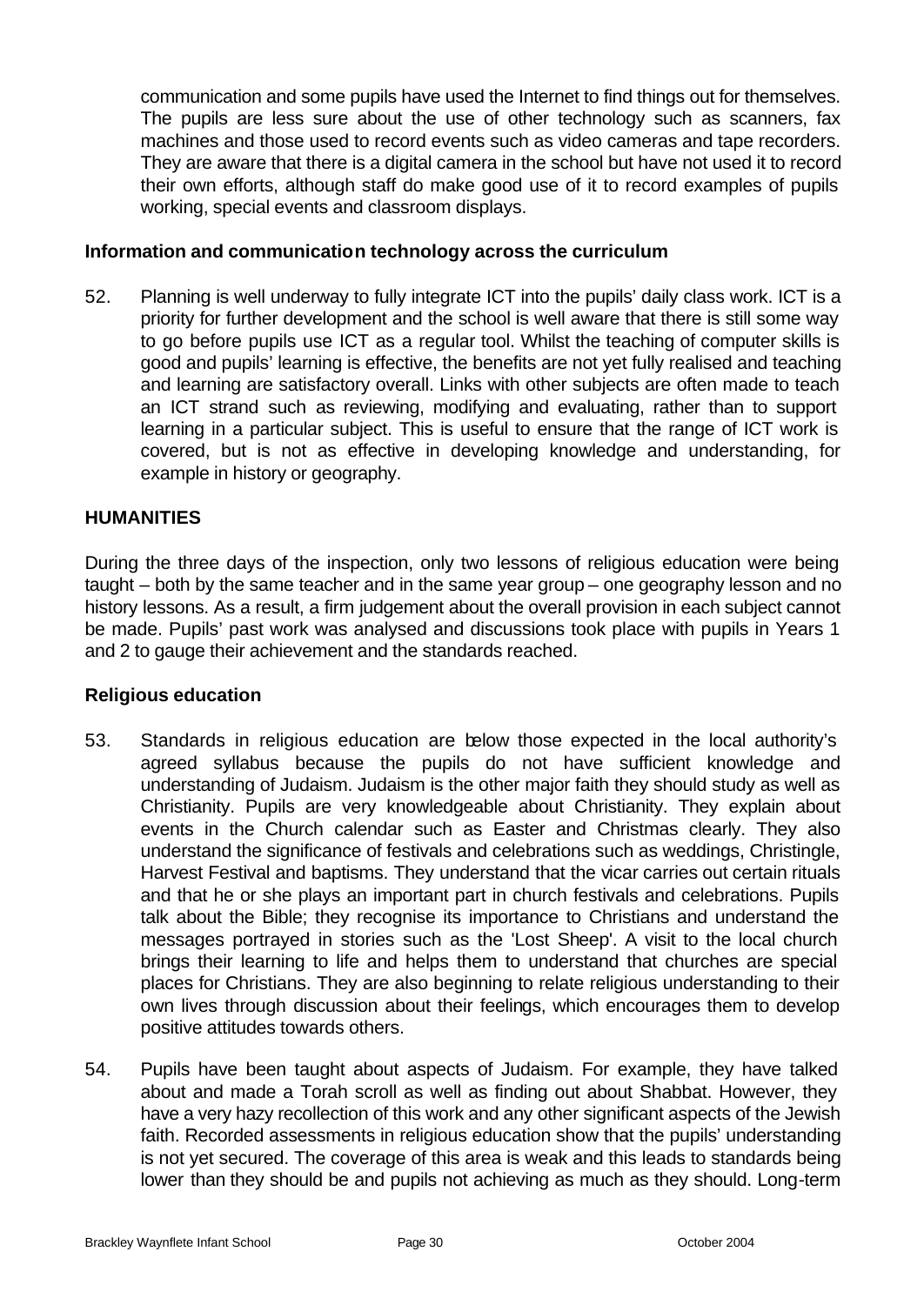communication and some pupils have used the Internet to find things out for themselves. The pupils are less sure about the use of other technology such as scanners, fax machines and those used to record events such as video cameras and tape recorders. They are aware that there is a digital camera in the school but have not used it to record their own efforts, although staff do make good use of it to record examples of pupils working, special events and classroom displays.

### Information and communication technology across the curriculum

52. Planning is well underway to fully integrate ICT into the pupils' daily class work. ICT is a priority for further development and the school is well aware that there is still some way to go before pupils use ICT as a regular tool. Whilst the teaching of computer skills is good and pupils' learning is effective, the benefits are not yet fully realised and teaching and learning are satisfactory overall. Links with other subjects are often made to teach an ICT strand such as reviewing, modifying and evaluating, rather than to support learning in a particular subject. This is useful to ensure that the range of ICT work is covered, but is not as effective in developing knowledge and understanding, for example in history or geography.

## HUMANITIES

During the three days of the inspection, only two lessons of religious education were being taught – both by the same teacher and in the same year group – one geography lesson and no history lessons. As a result, a firm judgement about the overall provision in each subject cannot be made. Pupils' past work was analysed and discussions took place with pupils in Years 1 and 2 to gauge their achievement and the standards reached.

### Religious education

53. Standards in religious education are below those expected in the local authority's agreed syllabus because the pupils do not have sufficient knowledge and understanding of Judaism. Judaism is the other major faith they should study as well as Christianity. Pupils are very knowledgeable about Christianity. They explain about events in the Church calendar such as Easter and Christmas clearly. They also understand the significance of festivals and celebrations such as weddings, Christingle, Harvest Festival and baptisms. They understand that the vicar carries out certain rituals and that he or she plays an important part in church festivals and celebrations. Pupils talk about the Bible; they recognise its importance to Christians and understand the messages portrayed in stories such as the 'Lost Sheep'. A visit to the local church brings their learning to life and helps them to understand that churches are special places for Christians. They are also beginning to relate religious understanding to their own lives through discussion about their feelings, which encourages them to develop positive attitudes towards others.

54. Pupils have been taught about aspects of Judaism. For example, they have talked about and made a Torah scroll as well as finding out about Shabbat. However, they have a very hazy recollection of this work and any other significant aspects of the Jewish faith. Recorded assessments in religious education show that the pupils' understanding is not yet secured. The coverage of this area is weak and this leads to standards being lower than they should be and pupils not achieving as much as they should. Long-term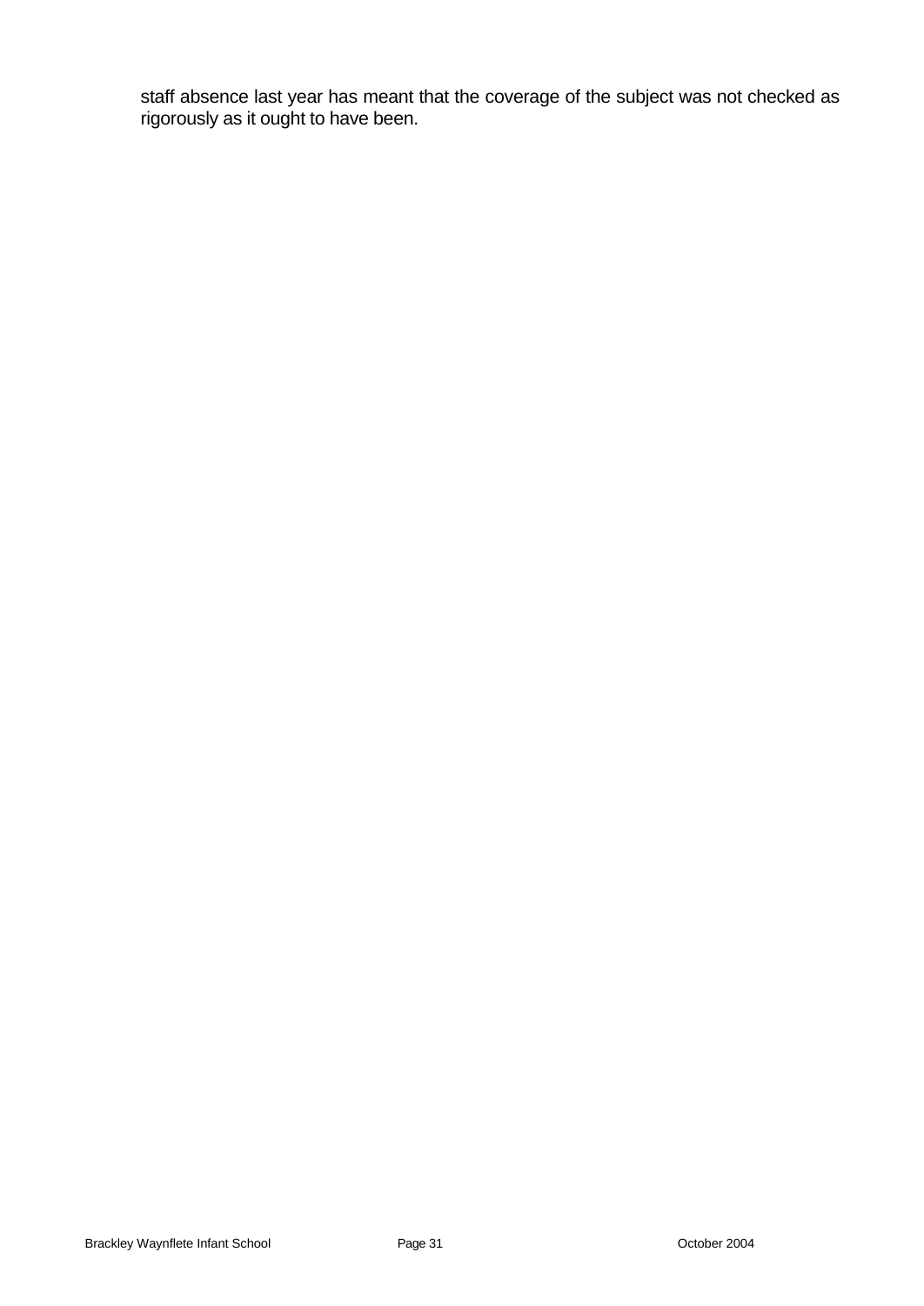staff absence last year has meant that the coverage of the subject was not checked as rigorously as it ought to have been.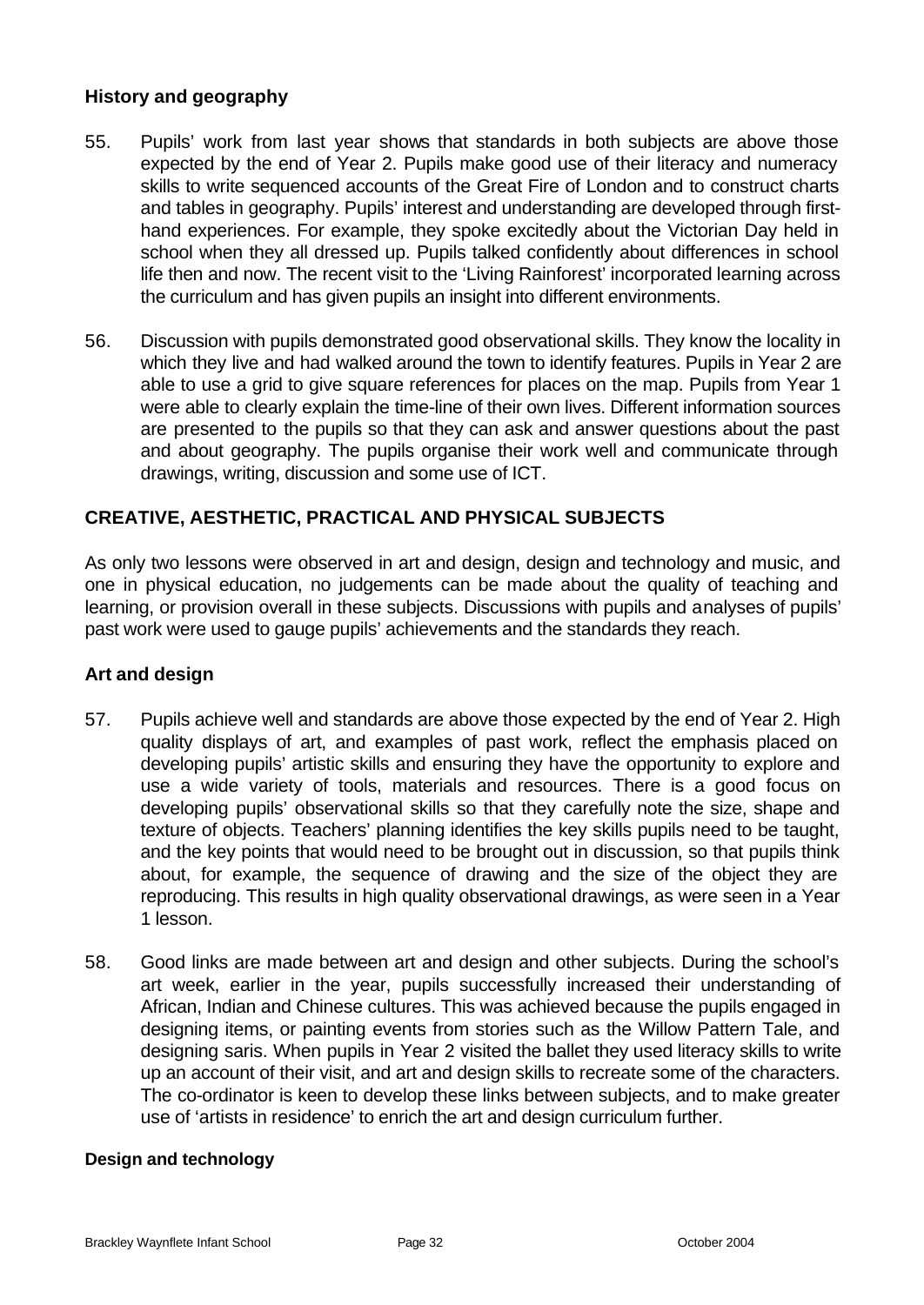### History and geography

55. Pupils' work from last year shows that standards in both subjects are above those expected by the end of Year 2. Pupils make good use of their literacy and numeracy skills to write sequenced accounts of the Great Fire of London and to construct charts and tables in geography. Pupils' interest and understanding are developed through first-hand experiences. For example, they spoke excitedly about the Victorian Day held in school when they all dressed up. Pupils talked confidently about differences in school life then and now. The recent visit to the 'Living Rainforest' incorporated learning across the curriculum and has given pupils an insight into different environments.

56. Discussion with pupils demonstrated good observational skills. They know the locality in which they live and had walked around the town to identify features. Pupils in Year 2 are able to use a grid to give square references for places on the map. Pupils from Year 1 were able to clearly explain the time-line of their own lives. Different information sources are presented to the pupils so that they can ask and answer questions about the past and about geography. The pupils organise their work well and communicate through drawings, writing, discussion and some use of ICT.

## CREATIVE, AESTHETIC, PRACTICAL AND PHYSICAL SUBJECTS

As only two lessons were observed in art and design, design and technology and music, and one in physical education, no judgements can be made about the quality of teaching and learning, or provision overall in these subjects. Discussions with pupils and analyses of pupils' past work were used to gauge pupils' achievements and the standards they reach.

### Art and design

57. Pupils achieve well and standards are above those expected by the end of Year 2. High quality displays of art, and examples of past work, reflect the emphasis placed on developing pupils' artistic skills and ensuring they have the opportunity to explore and use a wide variety of tools, materials and resources. There is a good focus on developing pupils' observational skills so that they carefully note the size, shape and texture of objects. Teachers' planning identifies the key skills pupils need to be taught, and the key points that would need to be brought out in discussion, so that pupils think about, for example, the sequence of drawing and the size of the object they are reproducing. This results in high quality observational drawings, as were seen in a Year 1 lesson.

58. Good links are made between art and design and other subjects. During the school's art week, earlier in the year, pupils successfully increased their understanding of African, Indian and Chinese cultures. This was achieved because the pupils engaged in designing items, or painting events from stories such as the Willow Pattern Tale, and designing saris. When pupils in Year 2 visited the ballet they used literacy skills to write up an account of their visit, and art and design skills to recreate some of the characters. The co-ordinator is keen to develop these links between subjects, and to make greater use of 'artists in residence' to enrich the art and design curriculum further.

#### Design and technology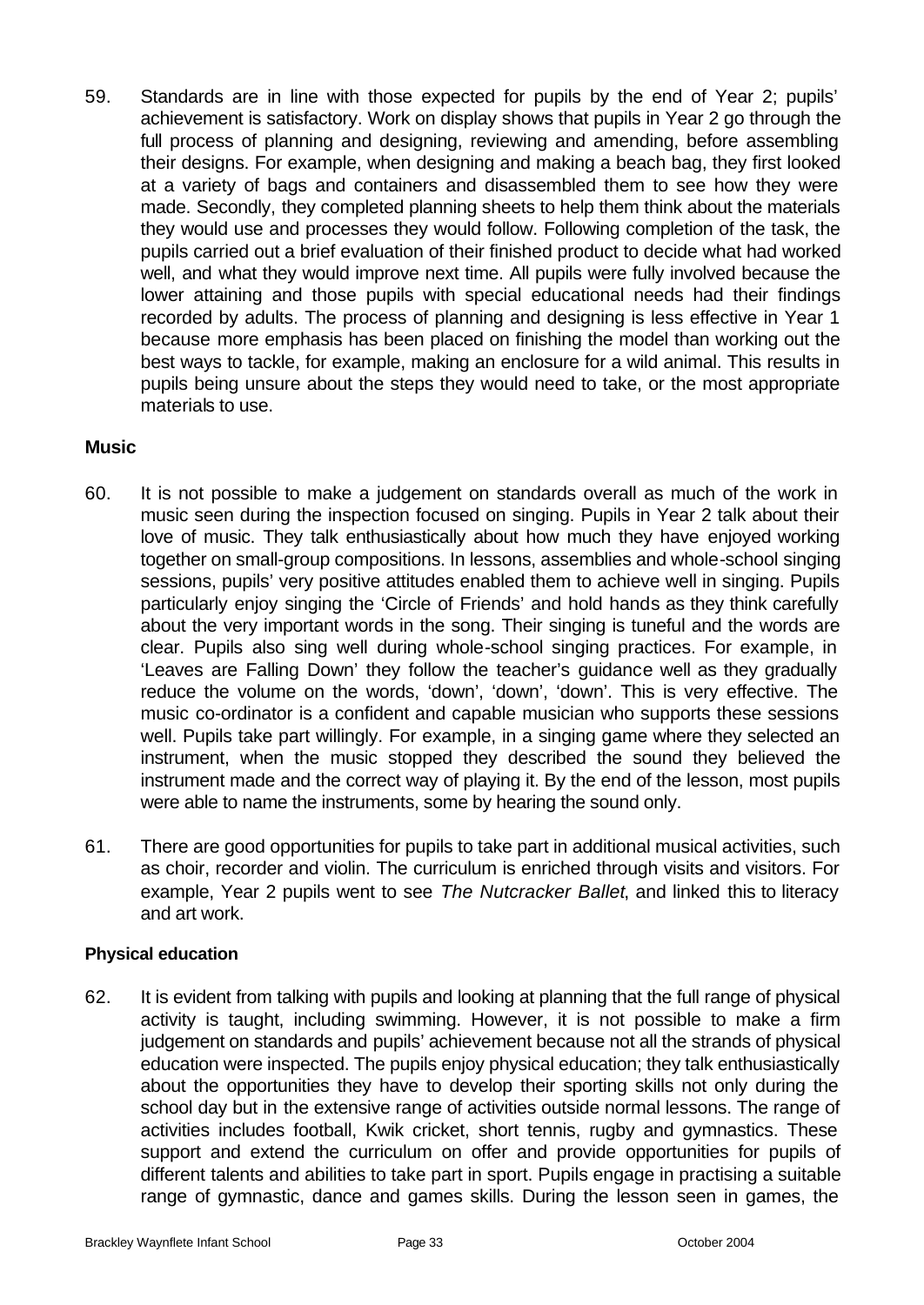59. Standards are in line with those expected for pupils by the end of Year 2; pupils' achievement is satisfactory. Work on display shows that pupils in Year 2 go through the full process of planning and designing, reviewing and amending, before assembling their designs. For example, when designing and making a beach bag, they first looked at a variety of bags and containers and disassembled them to see how they were made. Secondly, they completed planning sheets to help them think about the materials they would use and processes they would follow. Following completion of the task, the pupils carried out a brief evaluation of their finished product to decide what had worked well, and what they would improve next time. All pupils were fully involved because the lower attaining and those pupils with special educational needs had their findings recorded by adults. The process of planning and designing is less effective in Year 1 because more emphasis has been placed on finishing the model than working out the best ways to tackle, for example, making an enclosure for a wild animal. This results in pupils being unsure about the steps they would need to take, or the most appropriate materials to use.

**Music**

60. It is not possible to make a judgement on standards overall as much of the work in music seen during the inspection focused on singing. Pupils in Year 2 talk about their love of music. They talk enthusiastically about how much they have enjoyed working together on small-group compositions. In lessons, assemblies and whole-school singing sessions, pupils' very positive attitudes enabled them to achieve well in singing. Pupils particularly enjoy singing the 'Circle of Friends' and hold hands as they think carefully about the very important words in the song. Their singing is tuneful and the words are clear. Pupils also sing well during whole-school singing practices. For example, in 'Leaves are Falling Down' they follow the teacher's guidance well as they gradually reduce the volume on the words, 'down', 'down', 'down'. This is very effective. The music co-ordinator is a confident and capable musician who supports these sessions well. Pupils take part willingly. For example, in a singing game where they selected an instrument, when the music stopped they described the sound they believed the instrument made and the correct way of playing it. By the end of the lesson, most pupils were able to name the instruments, some by hearing the sound only.

61. There are good opportunities for pupils to take part in additional musical activities, such as choir, recorder and violin. The curriculum is enriched through visits and visitors. For example, Year 2 pupils went to see *The Nutcracker Ballet*, and linked this to literacy and art work.

**Physical education**

62. It is evident from talking with pupils and looking at planning that the full range of physical activity is taught, including swimming. However, it is not possible to make a firm judgement on standards and pupils' achievement because not all the strands of physical education were inspected. The pupils enjoy physical education; they talk enthusiastically about the opportunities they have to develop their sporting skills not only during the school day but in the extensive range of activities outside normal lessons. The range of activities includes football, Kwik cricket, short tennis, rugby and gymnastics. These support and extend the curriculum on offer and provide opportunities for pupils of different talents and abilities to take part in sport. Pupils engage in practising a suitable range of gymnastic, dance and games skills. During the lesson seen in games, the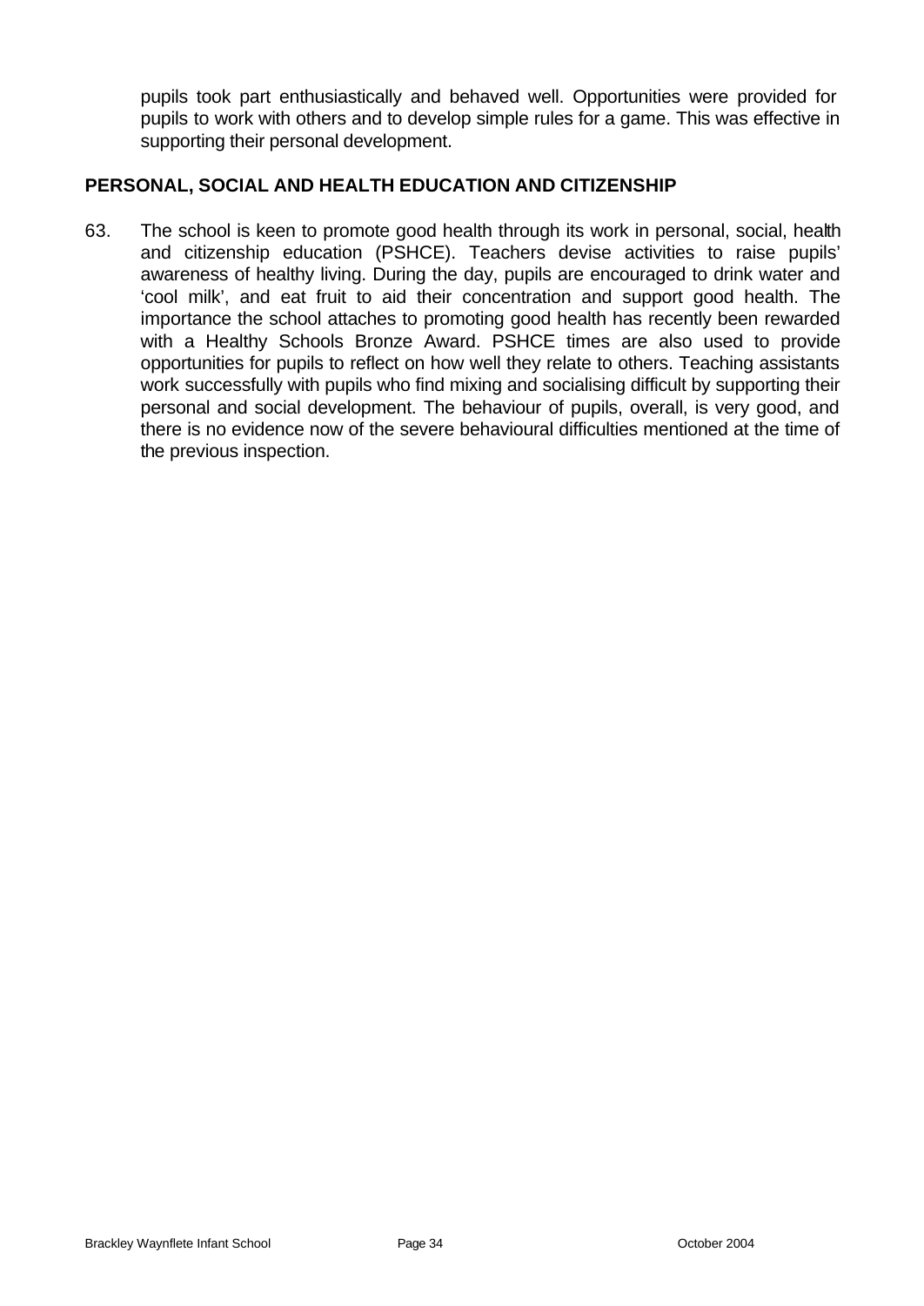pupils took part enthusiastically and behaved well. Opportunities were provided for pupils to work with others and to develop simple rules for a game. This was effective in supporting their personal development.

## PERSONAL, SOCIAL AND HEALTH EDUCATION AND CITIZENSHIP

63. The school is keen to promote good health through its work in personal, social, health and citizenship education (PSHCE). Teachers devise activities to raise pupils' awareness of healthy living. During the day, pupils are encouraged to drink water and 'cool milk', and eat fruit to aid their concentration and support good health. The importance the school attaches to promoting good health has recently been rewarded with a Healthy Schools Bronze Award. PSHCE times are also used to provide opportunities for pupils to reflect on how well they relate to others. Teaching assistants work successfully with pupils who find mixing and socialising difficult by supporting their personal and social development. The behaviour of pupils, overall, is very good, and there is no evidence now of the severe behavioural difficulties mentioned at the time of the previous inspection.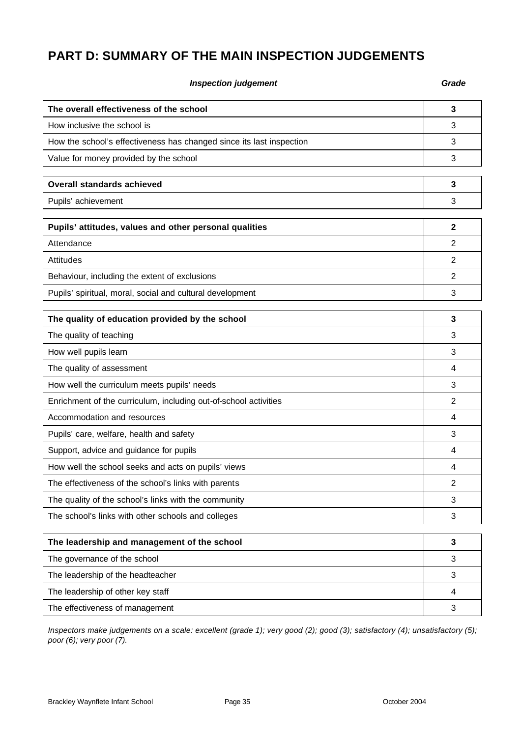# PART D: SUMMARY OF THE MAIN INSPECTION JUDGEMENTS

| *Inspection judgement* | *Grade* |
|---|---|
| **The overall effectiveness of the school** | **3** |
| How inclusive the school is | 3 |
| How the school's effectiveness has changed since its last inspection | 3 |
| Value for money provided by the school | 3 |
| **Overall standards achieved** | **3** |
| Pupils' achievement | 3 |
| **Pupils' attitudes, values and other personal qualities** | **2** |
| Attendance | 2 |
| Attitudes | 2 |
| Behaviour, including the extent of exclusions | 2 |
| Pupils' spiritual, moral, social and cultural development | 3 |
| **The quality of education provided by the school** | **3** |
| The quality of teaching | 3 |
| How well pupils learn | 3 |
| The quality of assessment | 4 |
| How well the curriculum meets pupils' needs | 3 |
| Enrichment of the curriculum, including out-of-school activities | 2 |
| Accommodation and resources | 4 |
| Pupils' care, welfare, health and safety | 3 |
| Support, advice and guidance for pupils | 4 |
| How well the school seeks and acts on pupils' views | 4 |
| The effectiveness of the school's links with parents | 2 |
| The quality of the school's links with the community | 3 |
| The school's links with other schools and colleges | 3 |
| **The leadership and management of the school** | **3** |
| The governance of the school | 3 |
| The leadership of the headteacher | 3 |
| The leadership of other key staff | 4 |
| The effectiveness of management | 3 |

*Inspectors make judgements on a scale: excellent (grade 1); very good (2); good (3); satisfactory (4); unsatisfactory (5); poor (6); very poor (7).*